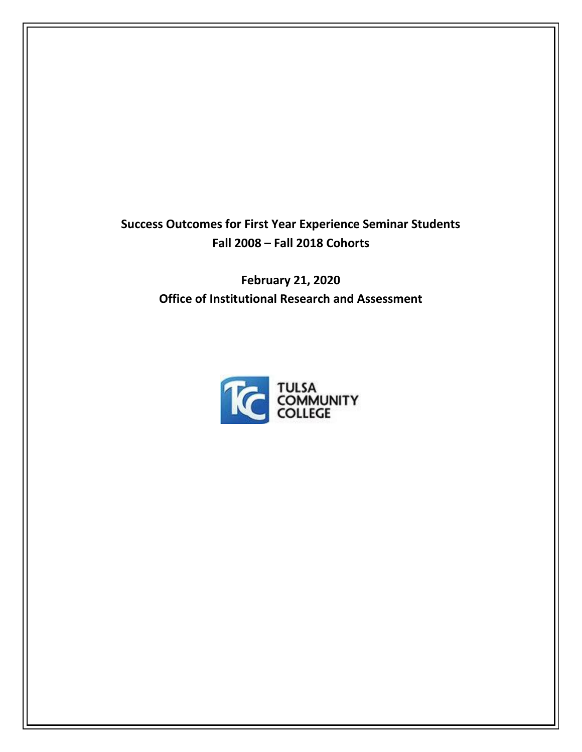# Success Outcomes for First Year Experience Seminar Students
## Fall 2008 – Fall 2018 Cohorts

**February 21, 2020**

**Office of Institutional Research and Assessment**

TULSA COMMUNITY COLLEGE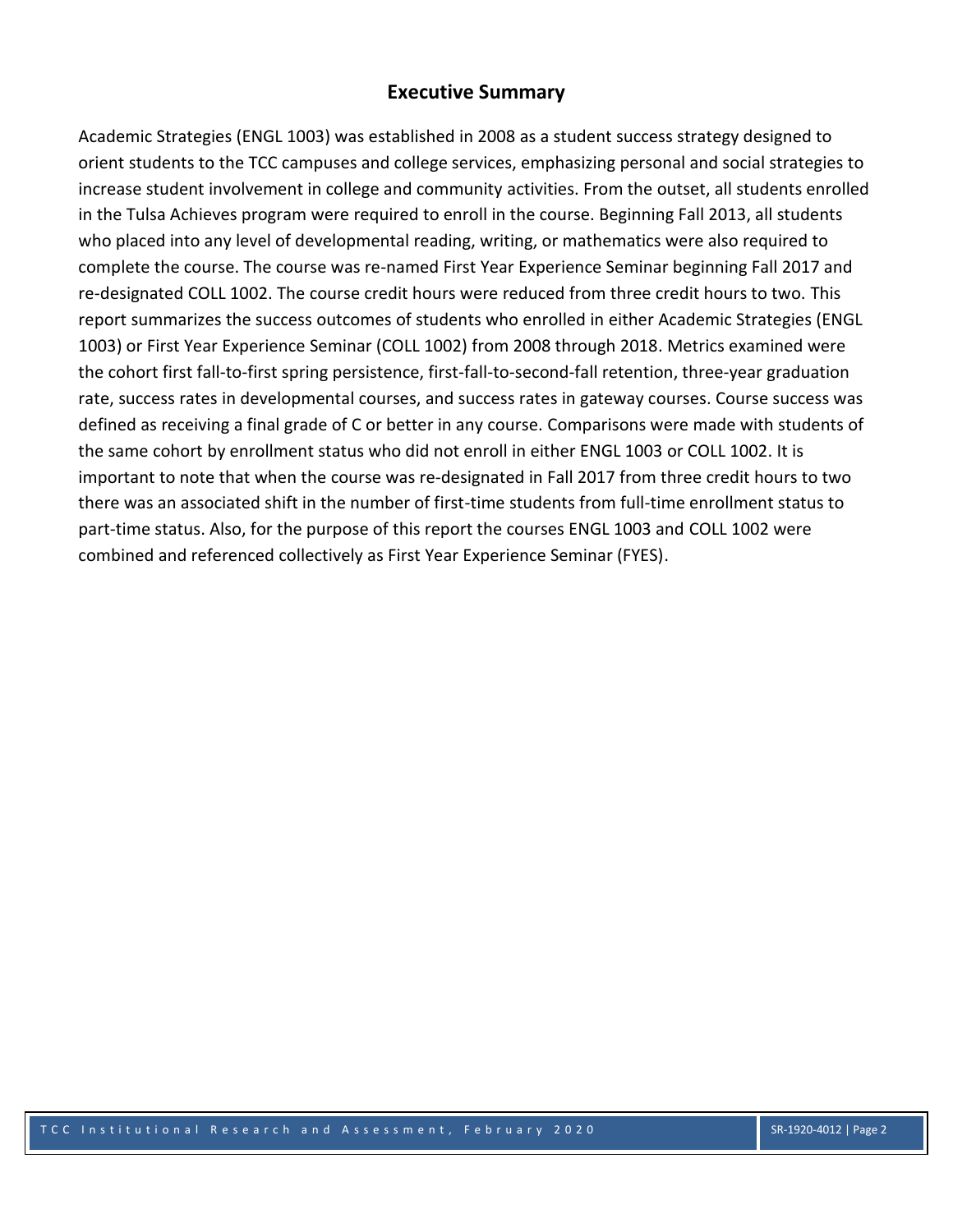## Executive Summary

Academic Strategies (ENGL 1003) was established in 2008 as a student success strategy designed to orient students to the TCC campuses and college services, emphasizing personal and social strategies to increase student involvement in college and community activities. From the outset, all students enrolled in the Tulsa Achieves program were required to enroll in the course. Beginning Fall 2013, all students who placed into any level of developmental reading, writing, or mathematics were also required to complete the course. The course was re-named First Year Experience Seminar beginning Fall 2017 and re-designated COLL 1002. The course credit hours were reduced from three credit hours to two. This report summarizes the success outcomes of students who enrolled in either Academic Strategies (ENGL 1003) or First Year Experience Seminar (COLL 1002) from 2008 through 2018. Metrics examined were the cohort first fall-to-first spring persistence, first-fall-to-second-fall retention, three-year graduation rate, success rates in developmental courses, and success rates in gateway courses. Course success was defined as receiving a final grade of C or better in any course. Comparisons were made with students of the same cohort by enrollment status who did not enroll in either ENGL 1003 or COLL 1002. It is important to note that when the course was re-designated in Fall 2017 from three credit hours to two there was an associated shift in the number of first-time students from full-time enrollment status to part-time status. Also, for the purpose of this report the courses ENGL 1003 and COLL 1002 were combined and referenced collectively as First Year Experience Seminar (FYES).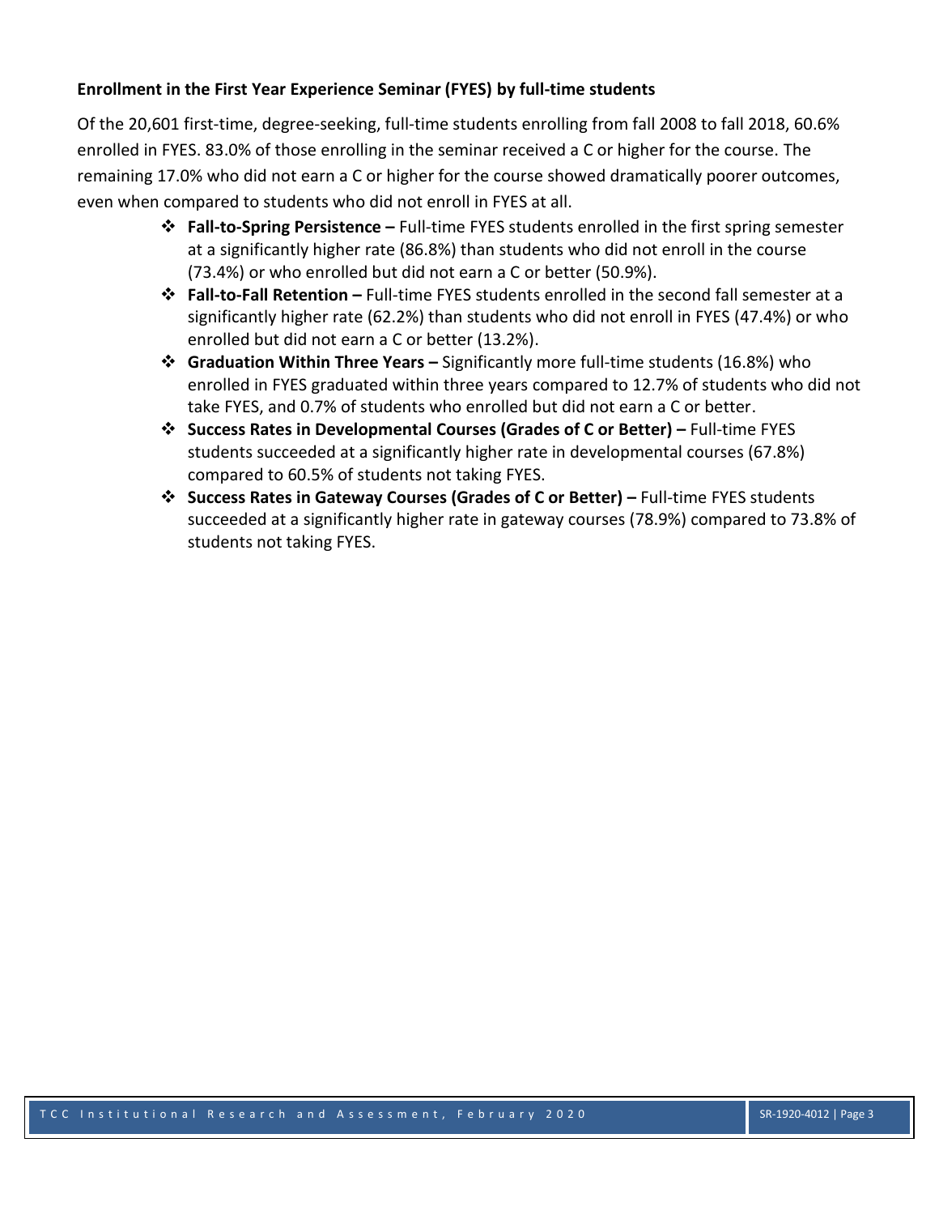**Enrollment in the First Year Experience Seminar (FYES) by full-time students**

Of the 20,601 first-time, degree-seeking, full-time students enrolling from fall 2008 to fall 2018, 60.6% enrolled in FYES. 83.0% of those enrolling in the seminar received a C or higher for the course. The remaining 17.0% who did not earn a C or higher for the course showed dramatically poorer outcomes, even when compared to students who did not enroll in FYES at all.

- **Fall-to-Spring Persistence –** Full-time FYES students enrolled in the first spring semester at a significantly higher rate (86.8%) than students who did not enroll in the course (73.4%) or who enrolled but did not earn a C or better (50.9%).
- **Fall-to-Fall Retention –** Full-time FYES students enrolled in the second fall semester at a significantly higher rate (62.2%) than students who did not enroll in FYES (47.4%) or who enrolled but did not earn a C or better (13.2%).
- **Graduation Within Three Years –** Significantly more full-time students (16.8%) who enrolled in FYES graduated within three years compared to 12.7% of students who did not take FYES, and 0.7% of students who enrolled but did not earn a C or better.
- **Success Rates in Developmental Courses (Grades of C or Better) –** Full-time FYES students succeeded at a significantly higher rate in developmental courses (67.8%) compared to 60.5% of students not taking FYES.
- **Success Rates in Gateway Courses (Grades of C or Better) –** Full-time FYES students succeeded at a significantly higher rate in gateway courses (78.9%) compared to 73.8% of students not taking FYES.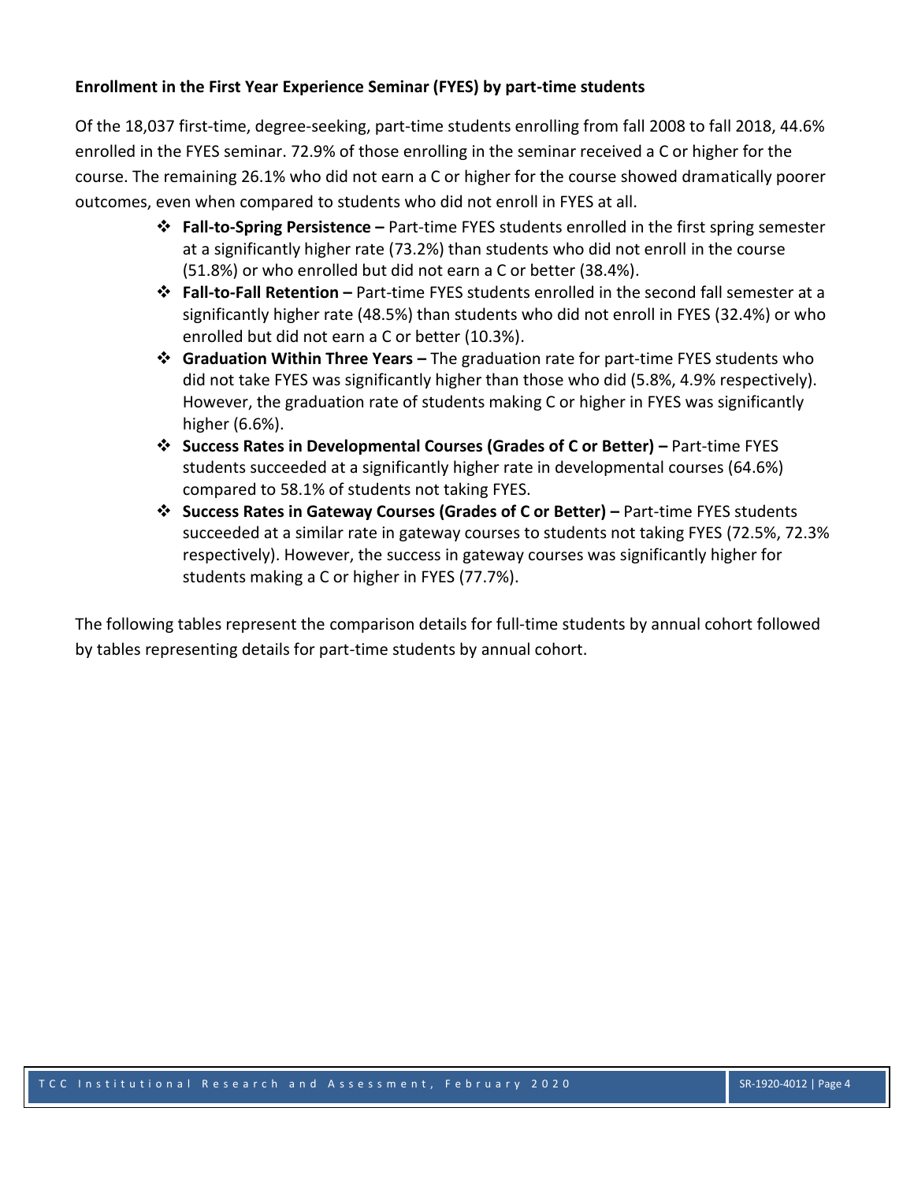**Enrollment in the First Year Experience Seminar (FYES) by part-time students**

Of the 18,037 first-time, degree-seeking, part-time students enrolling from fall 2008 to fall 2018, 44.6% enrolled in the FYES seminar. 72.9% of those enrolling in the seminar received a C or higher for the course. The remaining 26.1% who did not earn a C or higher for the course showed dramatically poorer outcomes, even when compared to students who did not enroll in FYES at all.

- **Fall-to-Spring Persistence –** Part-time FYES students enrolled in the first spring semester at a significantly higher rate (73.2%) than students who did not enroll in the course (51.8%) or who enrolled but did not earn a C or better (38.4%).
- **Fall-to-Fall Retention –** Part-time FYES students enrolled in the second fall semester at a significantly higher rate (48.5%) than students who did not enroll in FYES (32.4%) or who enrolled but did not earn a C or better (10.3%).
- **Graduation Within Three Years –** The graduation rate for part-time FYES students who did not take FYES was significantly higher than those who did (5.8%, 4.9% respectively). However, the graduation rate of students making C or higher in FYES was significantly higher (6.6%).
- **Success Rates in Developmental Courses (Grades of C or Better) –** Part-time FYES students succeeded at a significantly higher rate in developmental courses (64.6%) compared to 58.1% of students not taking FYES.
- **Success Rates in Gateway Courses (Grades of C or Better) –** Part-time FYES students succeeded at a similar rate in gateway courses to students not taking FYES (72.5%, 72.3% respectively). However, the success in gateway courses was significantly higher for students making a C or higher in FYES (77.7%).

The following tables represent the comparison details for full-time students by annual cohort followed by tables representing details for part-time students by annual cohort.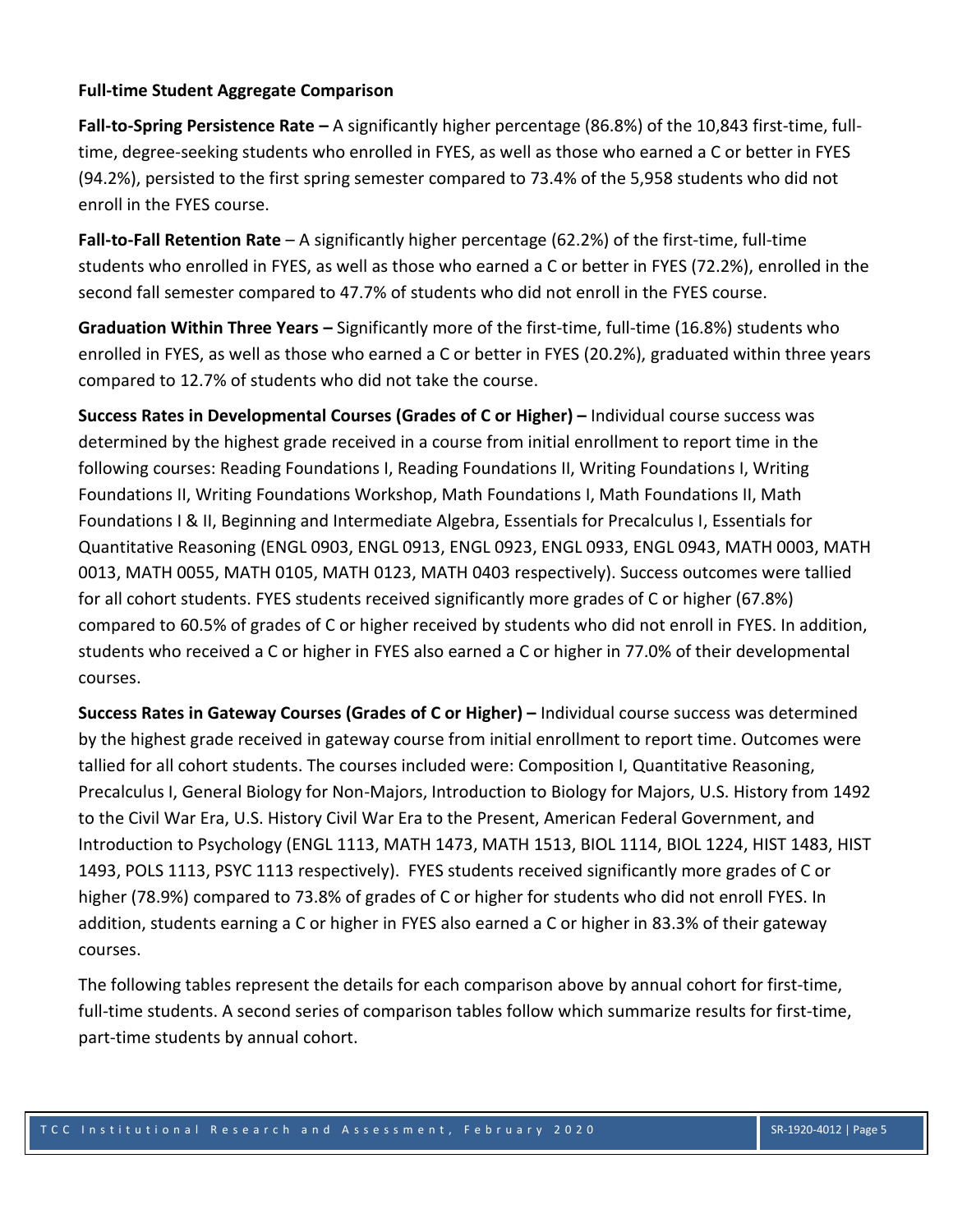**Full-time Student Aggregate Comparison**

**Fall-to-Spring Persistence Rate –** A significantly higher percentage (86.8%) of the 10,843 first-time, full-time, degree-seeking students who enrolled in FYES, as well as those who earned a C or better in FYES (94.2%), persisted to the first spring semester compared to 73.4% of the 5,958 students who did not enroll in the FYES course.

**Fall-to-Fall Retention Rate** – A significantly higher percentage (62.2%) of the first-time, full-time students who enrolled in FYES, as well as those who earned a C or better in FYES (72.2%), enrolled in the second fall semester compared to 47.7% of students who did not enroll in the FYES course.

**Graduation Within Three Years –** Significantly more of the first-time, full-time (16.8%) students who enrolled in FYES, as well as those who earned a C or better in FYES (20.2%), graduated within three years compared to 12.7% of students who did not take the course.

**Success Rates in Developmental Courses (Grades of C or Higher) –** Individual course success was determined by the highest grade received in a course from initial enrollment to report time in the following courses: Reading Foundations I, Reading Foundations II, Writing Foundations I, Writing Foundations II, Writing Foundations Workshop, Math Foundations I, Math Foundations II, Math Foundations I & II, Beginning and Intermediate Algebra, Essentials for Precalculus I, Essentials for Quantitative Reasoning (ENGL 0903, ENGL 0913, ENGL 0923, ENGL 0933, ENGL 0943, MATH 0003, MATH 0013, MATH 0055, MATH 0105, MATH 0123, MATH 0403 respectively). Success outcomes were tallied for all cohort students. FYES students received significantly more grades of C or higher (67.8%) compared to 60.5% of grades of C or higher received by students who did not enroll in FYES. In addition, students who received a C or higher in FYES also earned a C or higher in 77.0% of their developmental courses.

**Success Rates in Gateway Courses (Grades of C or Higher) –** Individual course success was determined by the highest grade received in gateway course from initial enrollment to report time. Outcomes were tallied for all cohort students. The courses included were: Composition I, Quantitative Reasoning, Precalculus I, General Biology for Non-Majors, Introduction to Biology for Majors, U.S. History from 1492 to the Civil War Era, U.S. History Civil War Era to the Present, American Federal Government, and Introduction to Psychology (ENGL 1113, MATH 1473, MATH 1513, BIOL 1114, BIOL 1224, HIST 1483, HIST 1493, POLS 1113, PSYC 1113 respectively). FYES students received significantly more grades of C or higher (78.9%) compared to 73.8% of grades of C or higher for students who did not enroll FYES. In addition, students earning a C or higher in FYES also earned a C or higher in 83.3% of their gateway courses.

The following tables represent the details for each comparison above by annual cohort for first-time, full-time students. A second series of comparison tables follow which summarize results for first-time, part-time students by annual cohort.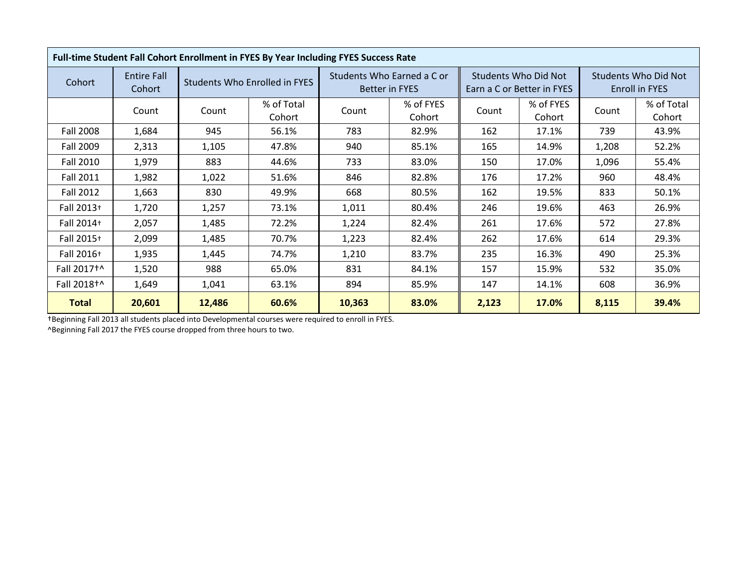| Full-time Student Fall Cohort Enrollment in FYES By Year Including FYES Success Rate | | | | | | | | | |
|---|---|---|---|---|---|---|---|---|---|
| Cohort | Entire Fall Cohort | Students Who Enrolled in FYES | | Students Who Earned a C or Better in FYES | | Students Who Did Not Earn a C or Better in FYES | | Students Who Did Not Enroll in FYES | |
| | Count | Count | % of Total Cohort | Count | % of FYES Cohort | Count | % of FYES Cohort | Count | % of Total Cohort |
| Fall 2008 | 1,684 | 945 | 56.1% | 783 | 82.9% | 162 | 17.1% | 739 | 43.9% |
| Fall 2009 | 2,313 | 1,105 | 47.8% | 940 | 85.1% | 165 | 14.9% | 1,208 | 52.2% |
| Fall 2010 | 1,979 | 883 | 44.6% | 733 | 83.0% | 150 | 17.0% | 1,096 | 55.4% |
| Fall 2011 | 1,982 | 1,022 | 51.6% | 846 | 82.8% | 176 | 17.2% | 960 | 48.4% |
| Fall 2012 | 1,663 | 830 | 49.9% | 668 | 80.5% | 162 | 19.5% | 833 | 50.1% |
| Fall 2013† | 1,720 | 1,257 | 73.1% | 1,011 | 80.4% | 246 | 19.6% | 463 | 26.9% |
| Fall 2014† | 2,057 | 1,485 | 72.2% | 1,224 | 82.4% | 261 | 17.6% | 572 | 27.8% |
| Fall 2015† | 2,099 | 1,485 | 70.7% | 1,223 | 82.4% | 262 | 17.6% | 614 | 29.3% |
| Fall 2016† | 1,935 | 1,445 | 74.7% | 1,210 | 83.7% | 235 | 16.3% | 490 | 25.3% |
| Fall 2017†^ | 1,520 | 988 | 65.0% | 831 | 84.1% | 157 | 15.9% | 532 | 35.0% |
| Fall 2018†^ | 1,649 | 1,041 | 63.1% | 894 | 85.9% | 147 | 14.1% | 608 | 36.9% |
| **Total** | **20,601** | **12,486** | **60.6%** | **10,363** | **83.0%** | **2,123** | **17.0%** | **8,115** | **39.4%** |

†Beginning Fall 2013 all students placed into Developmental courses were required to enroll in FYES.

^Beginning Fall 2017 the FYES course dropped from three hours to two.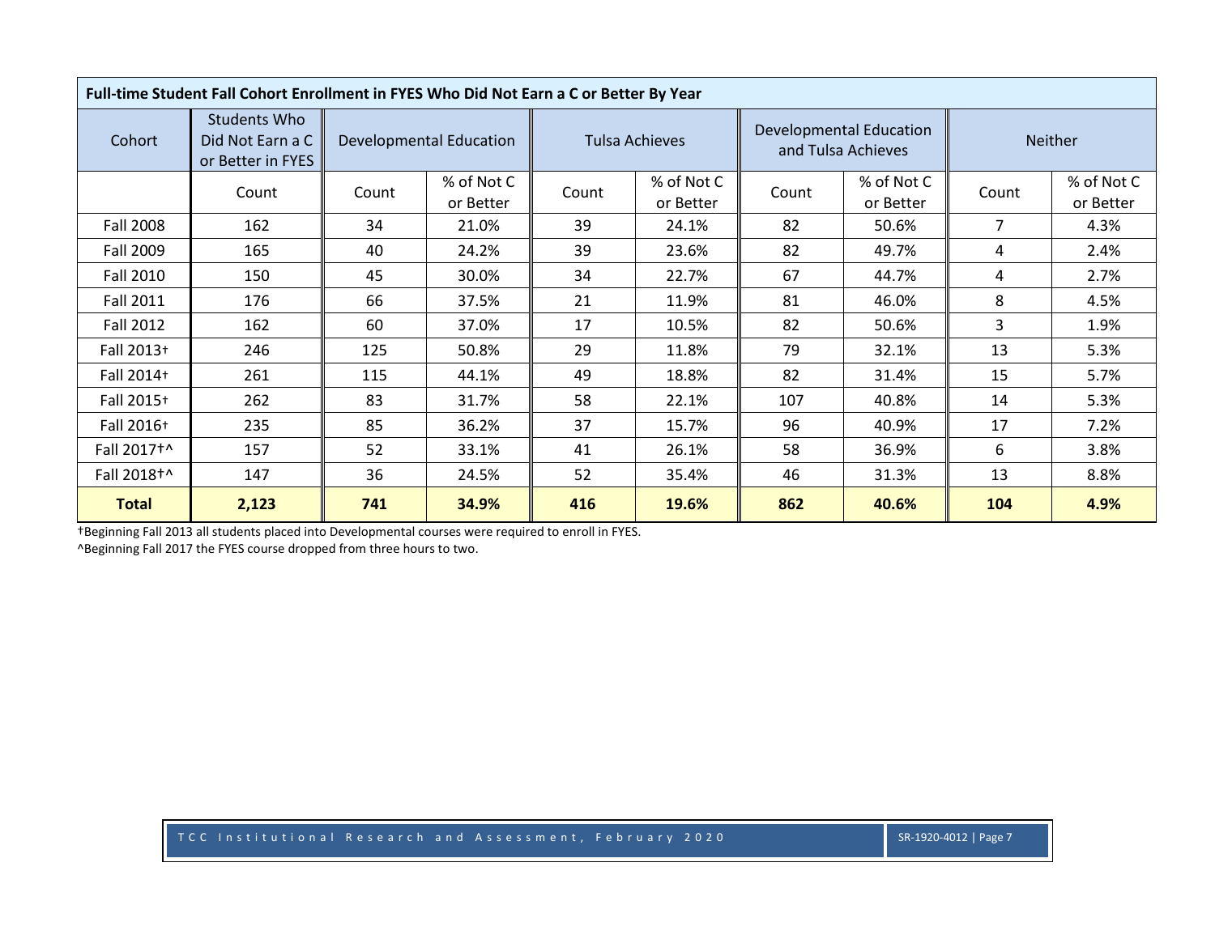| Full-time Student Fall Cohort Enrollment in FYES Who Did Not Earn a C or Better By Year | | | | | | | | | | |
|---|---|---|---|---|---|---|---|---|---|---|
| Cohort | Students Who Did Not Earn a C or Better in FYES | Developmental Education | | Tulsa Achieves | | Developmental Education and Tulsa Achieves | | Neither | | |
| | Count | Count | % of Not C or Better | Count | % of Not C or Better | Count | % of Not C or Better | Count | % of Not C or Better |
| Fall 2008 | 162 | 34 | 21.0% | 39 | 24.1% | 82 | 50.6% | 7 | 4.3% |
| Fall 2009 | 165 | 40 | 24.2% | 39 | 23.6% | 82 | 49.7% | 4 | 2.4% |
| Fall 2010 | 150 | 45 | 30.0% | 34 | 22.7% | 67 | 44.7% | 4 | 2.7% |
| Fall 2011 | 176 | 66 | 37.5% | 21 | 11.9% | 81 | 46.0% | 8 | 4.5% |
| Fall 2012 | 162 | 60 | 37.0% | 17 | 10.5% | 82 | 50.6% | 3 | 1.9% |
| Fall 2013† | 246 | 125 | 50.8% | 29 | 11.8% | 79 | 32.1% | 13 | 5.3% |
| Fall 2014† | 261 | 115 | 44.1% | 49 | 18.8% | 82 | 31.4% | 15 | 5.7% |
| Fall 2015† | 262 | 83 | 31.7% | 58 | 22.1% | 107 | 40.8% | 14 | 5.3% |
| Fall 2016† | 235 | 85 | 36.2% | 37 | 15.7% | 96 | 40.9% | 17 | 7.2% |
| Fall 2017†^ | 157 | 52 | 33.1% | 41 | 26.1% | 58 | 36.9% | 6 | 3.8% |
| Fall 2018†^ | 147 | 36 | 24.5% | 52 | 35.4% | 46 | 31.3% | 13 | 8.8% |
| **Total** | **2,123** | **741** | **34.9%** | **416** | **19.6%** | **862** | **40.6%** | **104** | **4.9%** |

†Beginning Fall 2013 all students placed into Developmental courses were required to enroll in FYES.

^Beginning Fall 2017 the FYES course dropped from three hours to two.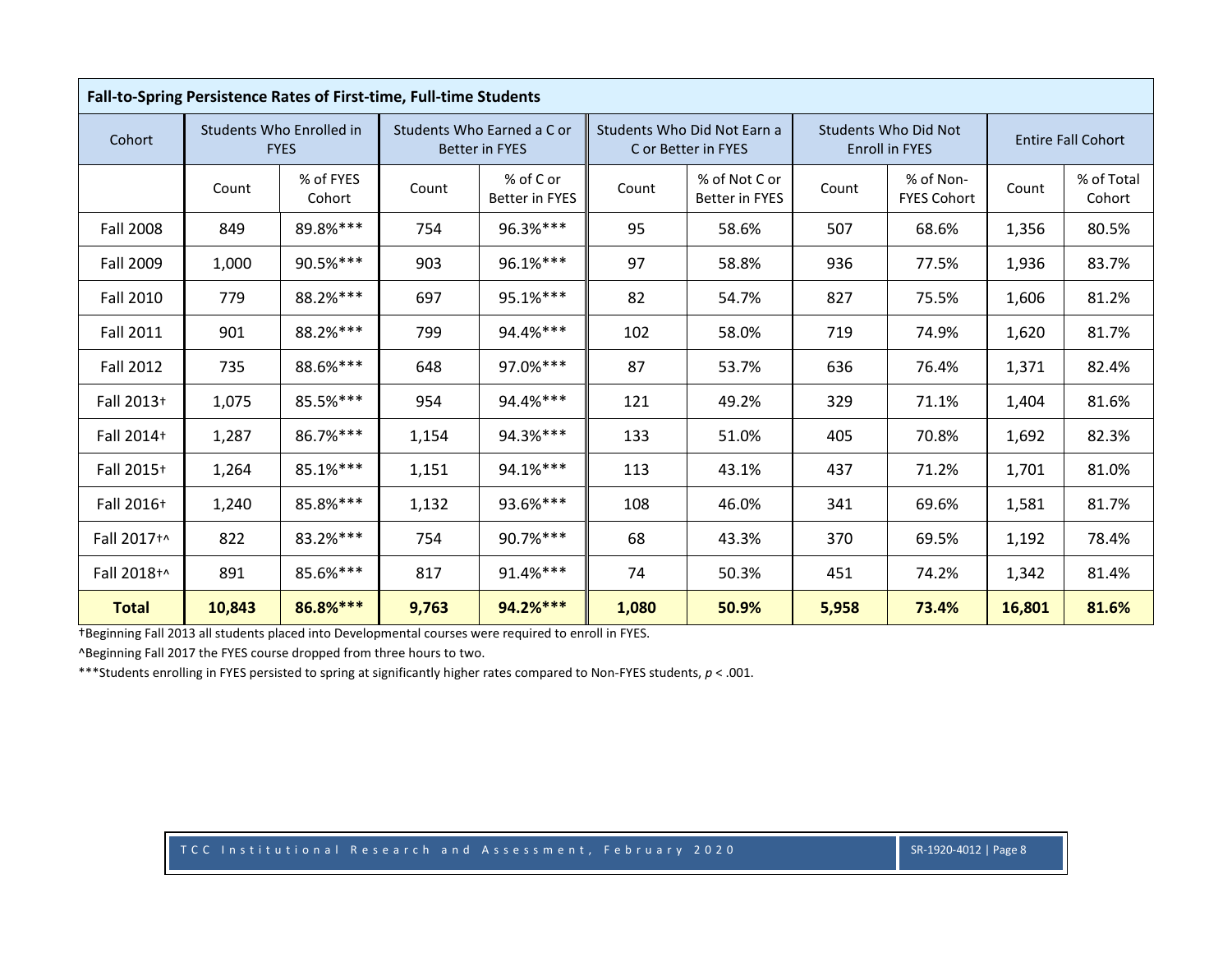**Fall-to-Spring Persistence Rates of First-time, Full-time Students**

| Cohort | Students Who Enrolled in FYES | | Students Who Earned a C or Better in FYES | | Students Who Did Not Earn a C or Better in FYES | | Students Who Did Not Enroll in FYES | | Entire Fall Cohort | |
|---|---|---|---|---|---|---|---|---|---|---|
| | Count | % of FYES Cohort | Count | % of C or Better in FYES | Count | % of Not C or Better in FYES | Count | % of Non-FYES Cohort | Count | % of Total Cohort |
| Fall 2008 | 849 | 89.8%*** | 754 | 96.3%*** | 95 | 58.6% | 507 | 68.6% | 1,356 | 80.5% |
| Fall 2009 | 1,000 | 90.5%*** | 903 | 96.1%*** | 97 | 58.8% | 936 | 77.5% | 1,936 | 83.7% |
| Fall 2010 | 779 | 88.2%*** | 697 | 95.1%*** | 82 | 54.7% | 827 | 75.5% | 1,606 | 81.2% |
| Fall 2011 | 901 | 88.2%*** | 799 | 94.4%*** | 102 | 58.0% | 719 | 74.9% | 1,620 | 81.7% |
| Fall 2012 | 735 | 88.6%*** | 648 | 97.0%*** | 87 | 53.7% | 636 | 76.4% | 1,371 | 82.4% |
| Fall 2013† | 1,075 | 85.5%*** | 954 | 94.4%*** | 121 | 49.2% | 329 | 71.1% | 1,404 | 81.6% |
| Fall 2014† | 1,287 | 86.7%*** | 1,154 | 94.3%*** | 133 | 51.0% | 405 | 70.8% | 1,692 | 82.3% |
| Fall 2015† | 1,264 | 85.1%*** | 1,151 | 94.1%*** | 113 | 43.1% | 437 | 71.2% | 1,701 | 81.0% |
| Fall 2016† | 1,240 | 85.8%*** | 1,132 | 93.6%*** | 108 | 46.0% | 341 | 69.6% | 1,581 | 81.7% |
| Fall 2017†^ | 822 | 83.2%*** | 754 | 90.7%*** | 68 | 43.3% | 370 | 69.5% | 1,192 | 78.4% |
| Fall 2018†^ | 891 | 85.6%*** | 817 | 91.4%*** | 74 | 50.3% | 451 | 74.2% | 1,342 | 81.4% |
| **Total** | **10,843** | **86.8%*** ** | **9,763** | **94.2%*** ** | **1,080** | **50.9%** | **5,958** | **73.4%** | **16,801** | **81.6%** |

†Beginning Fall 2013 all students placed into Developmental courses were required to enroll in FYES.

^Beginning Fall 2017 the FYES course dropped from three hours to two.

***Students enrolling in FYES persisted to spring at significantly higher rates compared to Non-FYES students, $p < .001$.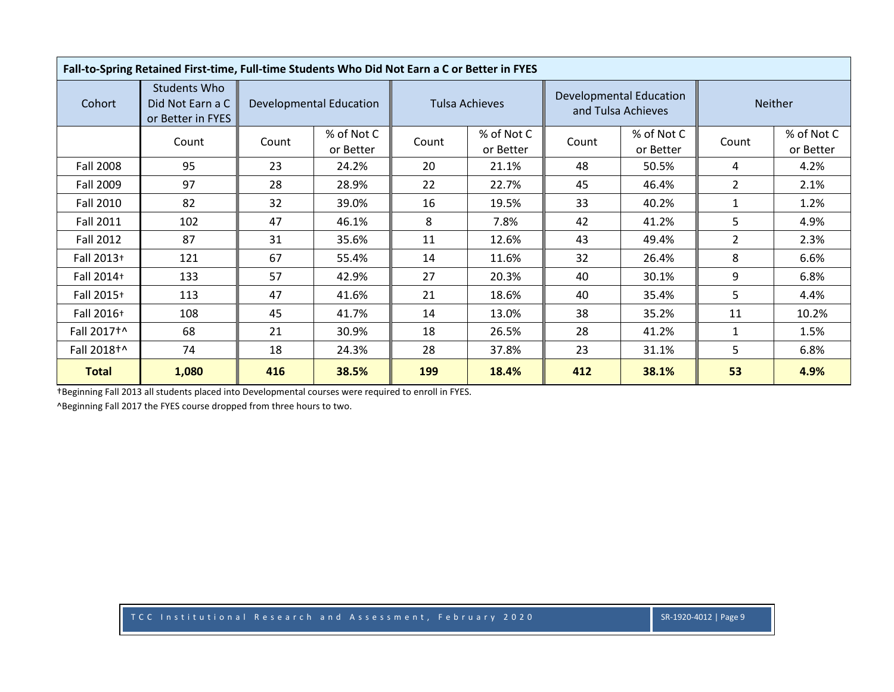| Fall-to-Spring Retained First-time, Full-time Students Who Did Not Earn a C or Better in FYES | | | | | | | | | |
|---|---|---|---|---|---|---|---|---|---|
| Cohort | Students Who Did Not Earn a C or Better in FYES | Developmental Education | | Tulsa Achieves | | Developmental Education and Tulsa Achieves | | Neither | |
| | Count | Count | % of Not C or Better | Count | % of Not C or Better | Count | % of Not C or Better | Count | % of Not C or Better |
| Fall 2008 | 95 | 23 | 24.2% | 20 | 21.1% | 48 | 50.5% | 4 | 4.2% |
| Fall 2009 | 97 | 28 | 28.9% | 22 | 22.7% | 45 | 46.4% | 2 | 2.1% |
| Fall 2010 | 82 | 32 | 39.0% | 16 | 19.5% | 33 | 40.2% | 1 | 1.2% |
| Fall 2011 | 102 | 47 | 46.1% | 8 | 7.8% | 42 | 41.2% | 5 | 4.9% |
| Fall 2012 | 87 | 31 | 35.6% | 11 | 12.6% | 43 | 49.4% | 2 | 2.3% |
| Fall 2013† | 121 | 67 | 55.4% | 14 | 11.6% | 32 | 26.4% | 8 | 6.6% |
| Fall 2014† | 133 | 57 | 42.9% | 27 | 20.3% | 40 | 30.1% | 9 | 6.8% |
| Fall 2015† | 113 | 47 | 41.6% | 21 | 18.6% | 40 | 35.4% | 5 | 4.4% |
| Fall 2016† | 108 | 45 | 41.7% | 14 | 13.0% | 38 | 35.2% | 11 | 10.2% |
| Fall 2017†^ | 68 | 21 | 30.9% | 18 | 26.5% | 28 | 41.2% | 1 | 1.5% |
| Fall 2018†^ | 74 | 18 | 24.3% | 28 | 37.8% | 23 | 31.1% | 5 | 6.8% |
| **Total** | **1,080** | **416** | **38.5%** | **199** | **18.4%** | **412** | **38.1%** | **53** | **4.9%** |

†Beginning Fall 2013 all students placed into Developmental courses were required to enroll in FYES.

^Beginning Fall 2017 the FYES course dropped from three hours to two.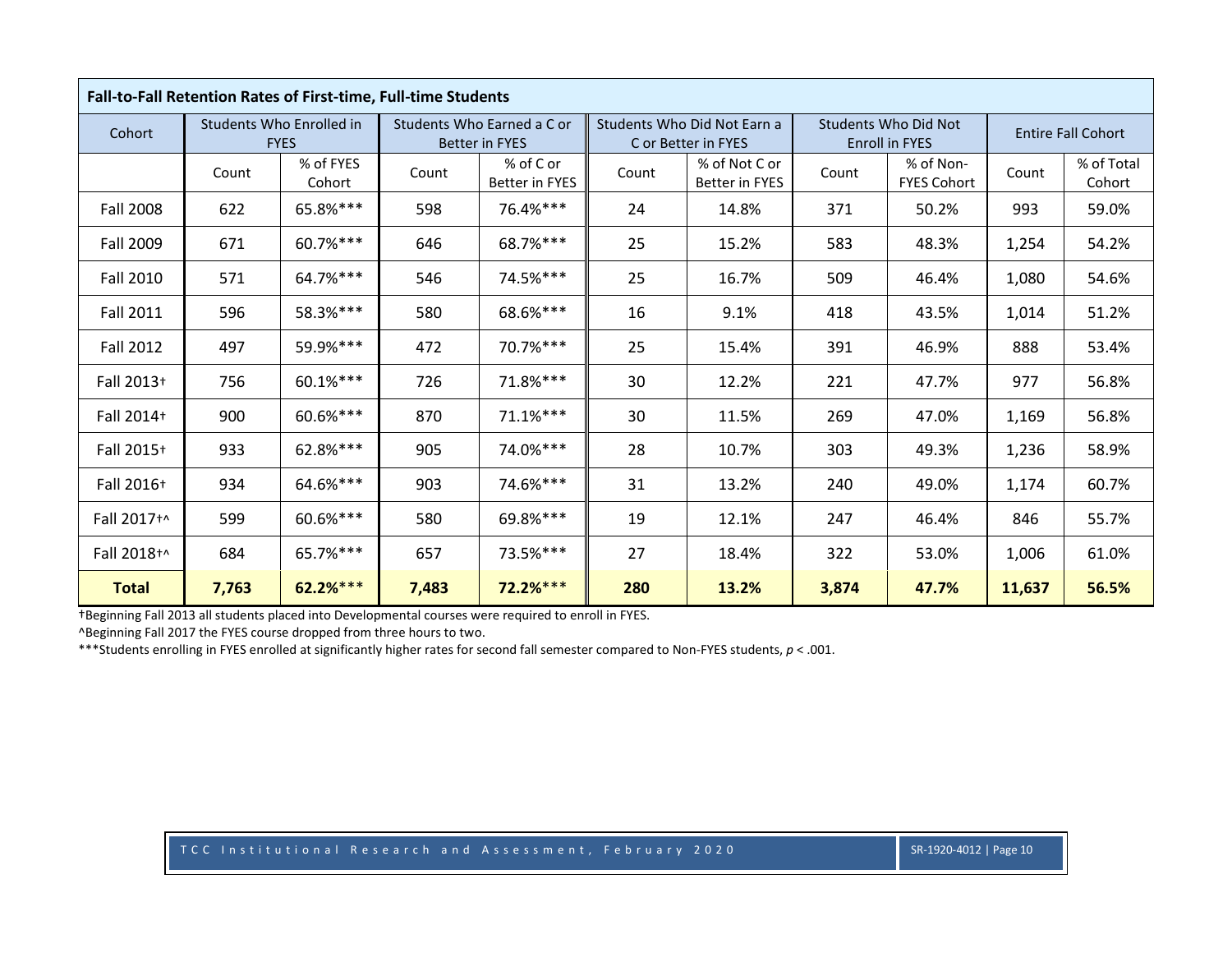| Fall-to-Fall Retention Rates of First-time, Full-time Students | | | | | | | | | | |
|---|---|---|---|---|---|---|---|---|---|---|
| Cohort | Students Who Enrolled in FYES | | Students Who Earned a C or Better in FYES | | Students Who Did Not Earn a C or Better in FYES | | Students Who Did Not Enroll in FYES | | Entire Fall Cohort | |
| | Count | % of FYES Cohort | Count | % of C or Better in FYES | Count | % of Not C or Better in FYES | Count | % of Non-FYES Cohort | Count | % of Total Cohort |
| Fall 2008 | 622 | 65.8%*** | 598 | 76.4%*** | 24 | 14.8% | 371 | 50.2% | 993 | 59.0% |
| Fall 2009 | 671 | 60.7%*** | 646 | 68.7%*** | 25 | 15.2% | 583 | 48.3% | 1,254 | 54.2% |
| Fall 2010 | 571 | 64.7%*** | 546 | 74.5%*** | 25 | 16.7% | 509 | 46.4% | 1,080 | 54.6% |
| Fall 2011 | 596 | 58.3%*** | 580 | 68.6%*** | 16 | 9.1% | 418 | 43.5% | 1,014 | 51.2% |
| Fall 2012 | 497 | 59.9%*** | 472 | 70.7%*** | 25 | 15.4% | 391 | 46.9% | 888 | 53.4% |
| Fall 2013† | 756 | 60.1%*** | 726 | 71.8%*** | 30 | 12.2% | 221 | 47.7% | 977 | 56.8% |
| Fall 2014† | 900 | 60.6%*** | 870 | 71.1%*** | 30 | 11.5% | 269 | 47.0% | 1,169 | 56.8% |
| Fall 2015† | 933 | 62.8%*** | 905 | 74.0%*** | 28 | 10.7% | 303 | 49.3% | 1,236 | 58.9% |
| Fall 2016† | 934 | 64.6%*** | 903 | 74.6%*** | 31 | 13.2% | 240 | 49.0% | 1,174 | 60.7% |
| Fall 2017†^ | 599 | 60.6%*** | 580 | 69.8%*** | 19 | 12.1% | 247 | 46.4% | 846 | 55.7% |
| Fall 2018†^ | 684 | 65.7%*** | 657 | 73.5%*** | 27 | 18.4% | 322 | 53.0% | 1,006 | 61.0% |
| **Total** | **7,763** | **62.2%*** ** | **7,483** | **72.2%*** ** | **280** | **13.2%** | **3,874** | **47.7%** | **11,637** | **56.5%** |

†Beginning Fall 2013 all students placed into Developmental courses were required to enroll in FYES.

^Beginning Fall 2017 the FYES course dropped from three hours to two.

***Students enrolling in FYES enrolled at significantly higher rates for second fall semester compared to Non-FYES students, $p < .001$.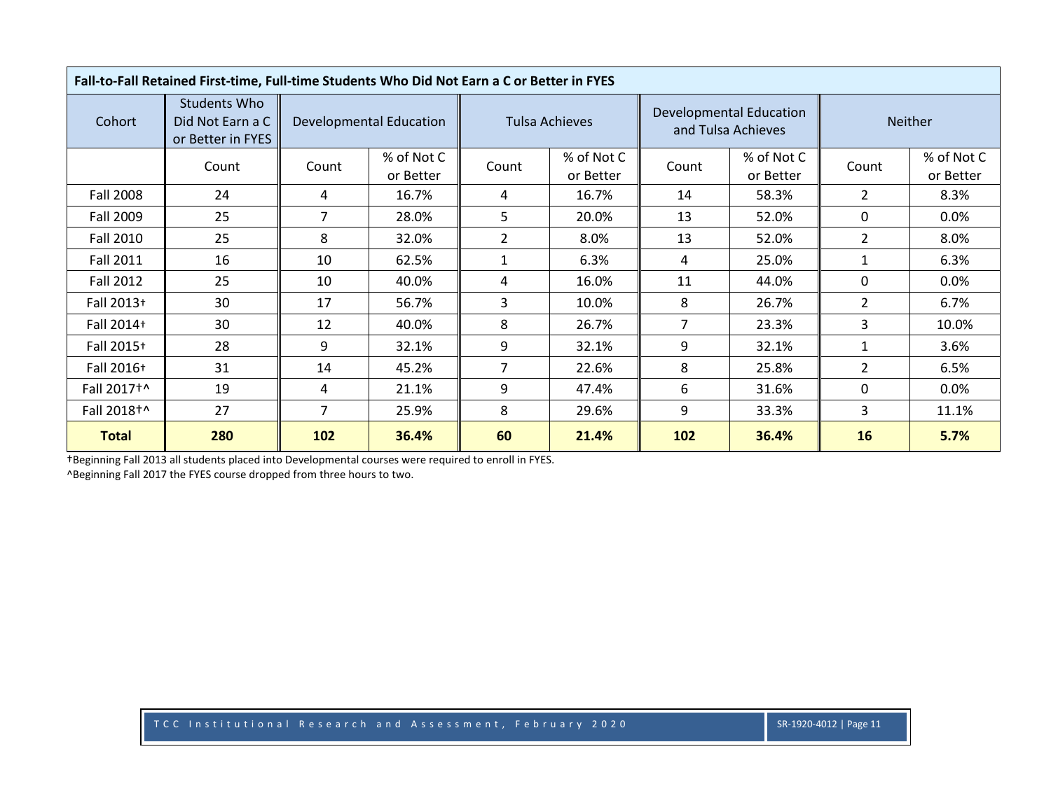**Fall-to-Fall Retained First-time, Full-time Students Who Did Not Earn a C or Better in FYES**

| Cohort | Students Who Did Not Earn a C or Better in FYES | Developmental Education | | Tulsa Achieves | | Developmental Education and Tulsa Achieves | | Neither | |
|---|---|---|---|---|---|---|---|---|---|
| | Count | Count | % of Not C or Better | Count | % of Not C or Better | Count | % of Not C or Better | Count | % of Not C or Better |
| Fall 2008 | 24 | 4 | 16.7% | 4 | 16.7% | 14 | 58.3% | 2 | 8.3% |
| Fall 2009 | 25 | 7 | 28.0% | 5 | 20.0% | 13 | 52.0% | 0 | 0.0% |
| Fall 2010 | 25 | 8 | 32.0% | 2 | 8.0% | 13 | 52.0% | 2 | 8.0% |
| Fall 2011 | 16 | 10 | 62.5% | 1 | 6.3% | 4 | 25.0% | 1 | 6.3% |
| Fall 2012 | 25 | 10 | 40.0% | 4 | 16.0% | 11 | 44.0% | 0 | 0.0% |
| Fall 2013† | 30 | 17 | 56.7% | 3 | 10.0% | 8 | 26.7% | 2 | 6.7% |
| Fall 2014† | 30 | 12 | 40.0% | 8 | 26.7% | 7 | 23.3% | 3 | 10.0% |
| Fall 2015† | 28 | 9 | 32.1% | 9 | 32.1% | 9 | 32.1% | 1 | 3.6% |
| Fall 2016† | 31 | 14 | 45.2% | 7 | 22.6% | 8 | 25.8% | 2 | 6.5% |
| Fall 2017†^ | 19 | 4 | 21.1% | 9 | 47.4% | 6 | 31.6% | 0 | 0.0% |
| Fall 2018†^ | 27 | 7 | 25.9% | 8 | 29.6% | 9 | 33.3% | 3 | 11.1% |
| **Total** | **280** | **102** | **36.4%** | **60** | **21.4%** | **102** | **36.4%** | **16** | **5.7%** |

†Beginning Fall 2013 all students placed into Developmental courses were required to enroll in FYES.
^Beginning Fall 2017 the FYES course dropped from three hours to two.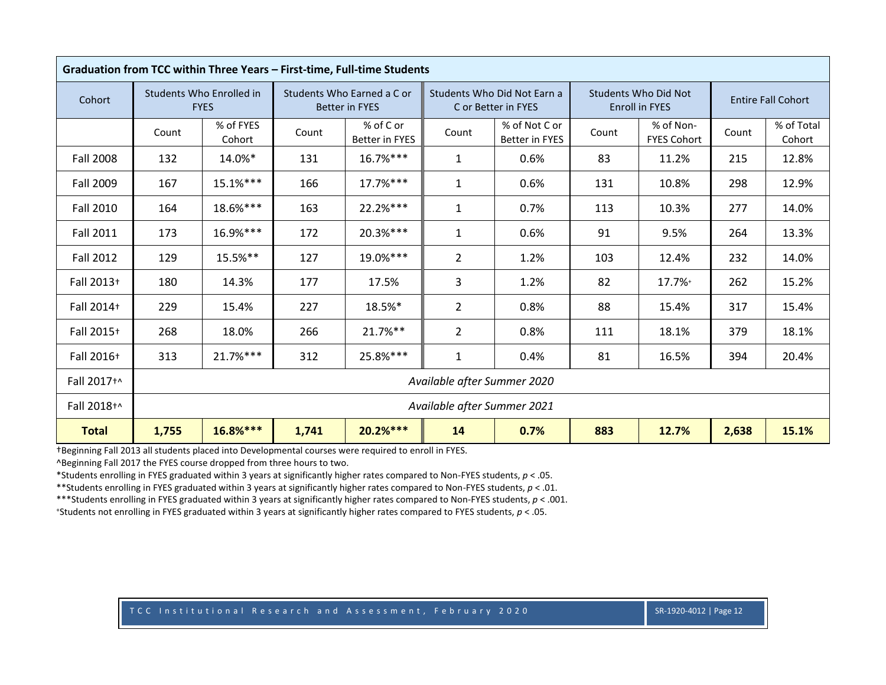| Graduation from TCC within Three Years – First-time, Full-time Students | | | | | | | | | | |
|---|---|---|---|---|---|---|---|---|---|---|
| Cohort | Students Who Enrolled in FYES | | Students Who Earned a C or Better in FYES | | Students Who Did Not Earn a C or Better in FYES | | Students Who Did Not Enroll in FYES | | Entire Fall Cohort | |
| | Count | % of FYES Cohort | Count | % of C or Better in FYES | Count | % of Not C or Better in FYES | Count | % of Non-FYES Cohort | Count | % of Total Cohort |
| Fall 2008 | 132 | 14.0%* | 131 | 16.7%*** | 1 | 0.6% | 83 | 11.2% | 215 | 12.8% |
| Fall 2009 | 167 | 15.1%*** | 166 | 17.7%*** | 1 | 0.6% | 131 | 10.8% | 298 | 12.9% |
| Fall 2010 | 164 | 18.6%*** | 163 | 22.2%*** | 1 | 0.7% | 113 | 10.3% | 277 | 14.0% |
| Fall 2011 | 173 | 16.9%*** | 172 | 20.3%*** | 1 | 0.6% | 91 | 9.5% | 264 | 13.3% |
| Fall 2012 | 129 | 15.5%** | 127 | 19.0%*** | 2 | 1.2% | 103 | 12.4% | 232 | 14.0% |
| Fall 2013† | 180 | 14.3% | 177 | 17.5% | 3 | 1.2% | 82 | 17.7%+ | 262 | 15.2% |
| Fall 2014† | 229 | 15.4% | 227 | 18.5%* | 2 | 0.8% | 88 | 15.4% | 317 | 15.4% |
| Fall 2015† | 268 | 18.0% | 266 | 21.7%** | 2 | 0.8% | 111 | 18.1% | 379 | 18.1% |
| Fall 2016† | 313 | 21.7%*** | 312 | 25.8%*** | 1 | 0.4% | 81 | 16.5% | 394 | 20.4% |
| Fall 2017†^ | *Available after Summer 2020* | | | | | | | | | |
| Fall 2018†^ | *Available after Summer 2021* | | | | | | | | | |
| **Total** | **1,755** | **16.8%*** ** | **1,741** | **20.2%*** ** | **14** | **0.7%** | **883** | **12.7%** | **2,638** | **15.1%** |

†Beginning Fall 2013 all students placed into Developmental courses were required to enroll in FYES.

^Beginning Fall 2017 the FYES course dropped from three hours to two.

*Students enrolling in FYES graduated within 3 years at significantly higher rates compared to Non-FYES students, $p < .05$.

**Students enrolling in FYES graduated within 3 years at significantly higher rates compared to Non-FYES students, $p < .01$.

***Students enrolling in FYES graduated within 3 years at significantly higher rates compared to Non-FYES students, $p < .001$.

+Students not enrolling in FYES graduated within 3 years at significantly higher rates compared to FYES students, $p < .05$.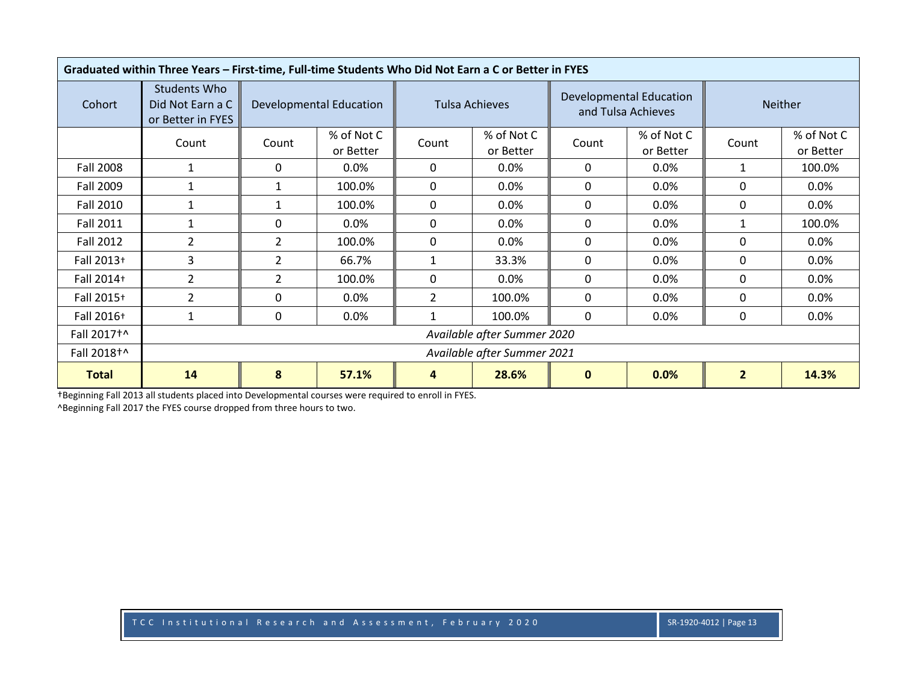| Graduated within Three Years – First-time, Full-time Students Who Did Not Earn a C or Better in FYES | | | | | | | | | |
|---|---|---|---|---|---|---|---|---|---|
| Cohort | Students Who Did Not Earn a C or Better in FYES | Developmental Education | | Tulsa Achieves | | Developmental Education and Tulsa Achieves | | Neither | |
| | Count | Count | % of Not C or Better | Count | % of Not C or Better | Count | % of Not C or Better | Count | % of Not C or Better |
| Fall 2008 | 1 | 0 | 0.0% | 0 | 0.0% | 0 | 0.0% | 1 | 100.0% |
| Fall 2009 | 1 | 1 | 100.0% | 0 | 0.0% | 0 | 0.0% | 0 | 0.0% |
| Fall 2010 | 1 | 1 | 100.0% | 0 | 0.0% | 0 | 0.0% | 0 | 0.0% |
| Fall 2011 | 1 | 0 | 0.0% | 0 | 0.0% | 0 | 0.0% | 1 | 100.0% |
| Fall 2012 | 2 | 2 | 100.0% | 0 | 0.0% | 0 | 0.0% | 0 | 0.0% |
| Fall 2013† | 3 | 2 | 66.7% | 1 | 33.3% | 0 | 0.0% | 0 | 0.0% |
| Fall 2014† | 2 | 2 | 100.0% | 0 | 0.0% | 0 | 0.0% | 0 | 0.0% |
| Fall 2015† | 2 | 0 | 0.0% | 2 | 100.0% | 0 | 0.0% | 0 | 0.0% |
| Fall 2016† | 1 | 0 | 0.0% | 1 | 100.0% | 0 | 0.0% | 0 | 0.0% |
| Fall 2017†^ | *Available after Summer 2020* | | | | | | | | |
| Fall 2018†^ | *Available after Summer 2021* | | | | | | | | |
| **Total** | **14** | **8** | **57.1%** | **4** | **28.6%** | **0** | **0.0%** | **2** | **14.3%** |

†Beginning Fall 2013 all students placed into Developmental courses were required to enroll in FYES.

^Beginning Fall 2017 the FYES course dropped from three hours to two.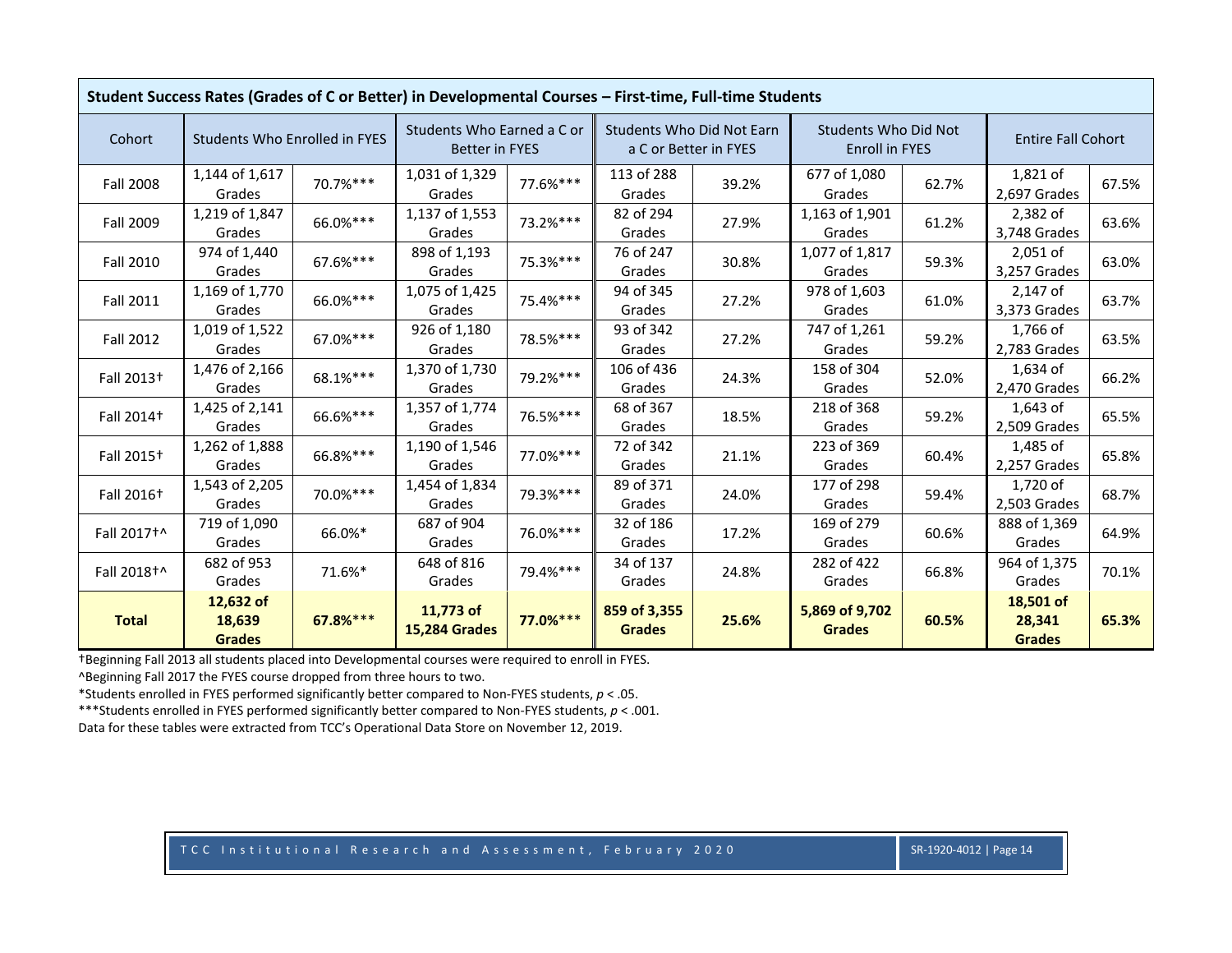| Student Success Rates (Grades of C or Better) in Developmental Courses – First-time, Full-time Students | | | | | | | | | | |
|---|---|---|---|---|---|---|---|---|---|---|
| Cohort | Students Who Enrolled in FYES | | Students Who Earned a C or Better in FYES | | Students Who Did Not Earn a C or Better in FYES | | Students Who Did Not Enroll in FYES | | Entire Fall Cohort | |
| Fall 2008 | 1,144 of 1,617 Grades | 70.7%*** | 1,031 of 1,329 Grades | 77.6%*** | 113 of 288 Grades | 39.2% | 677 of 1,080 Grades | 62.7% | 1,821 of 2,697 Grades | 67.5% |
| Fall 2009 | 1,219 of 1,847 Grades | 66.0%*** | 1,137 of 1,553 Grades | 73.2%*** | 82 of 294 Grades | 27.9% | 1,163 of 1,901 Grades | 61.2% | 2,382 of 3,748 Grades | 63.6% |
| Fall 2010 | 974 of 1,440 Grades | 67.6%*** | 898 of 1,193 Grades | 75.3%*** | 76 of 247 Grades | 30.8% | 1,077 of 1,817 Grades | 59.3% | 2,051 of 3,257 Grades | 63.0% |
| Fall 2011 | 1,169 of 1,770 Grades | 66.0%*** | 1,075 of 1,425 Grades | 75.4%*** | 94 of 345 Grades | 27.2% | 978 of 1,603 Grades | 61.0% | 2,147 of 3,373 Grades | 63.7% |
| Fall 2012 | 1,019 of 1,522 Grades | 67.0%*** | 926 of 1,180 Grades | 78.5%*** | 93 of 342 Grades | 27.2% | 747 of 1,261 Grades | 59.2% | 1,766 of 2,783 Grades | 63.5% |
| Fall 2013† | 1,476 of 2,166 Grades | 68.1%*** | 1,370 of 1,730 Grades | 79.2%*** | 106 of 436 Grades | 24.3% | 158 of 304 Grades | 52.0% | 1,634 of 2,470 Grades | 66.2% |
| Fall 2014† | 1,425 of 2,141 Grades | 66.6%*** | 1,357 of 1,774 Grades | 76.5%*** | 68 of 367 Grades | 18.5% | 218 of 368 Grades | 59.2% | 1,643 of 2,509 Grades | 65.5% |
| Fall 2015† | 1,262 of 1,888 Grades | 66.8%*** | 1,190 of 1,546 Grades | 77.0%*** | 72 of 342 Grades | 21.1% | 223 of 369 Grades | 60.4% | 1,485 of 2,257 Grades | 65.8% |
| Fall 2016† | 1,543 of 2,205 Grades | 70.0%*** | 1,454 of 1,834 Grades | 79.3%*** | 89 of 371 Grades | 24.0% | 177 of 298 Grades | 59.4% | 1,720 of 2,503 Grades | 68.7% |
| Fall 2017†^ | 719 of 1,090 Grades | 66.0%* | 687 of 904 Grades | 76.0%*** | 32 of 186 Grades | 17.2% | 169 of 279 Grades | 60.6% | 888 of 1,369 Grades | 64.9% |
| Fall 2018†^ | 682 of 953 Grades | 71.6%* | 648 of 816 Grades | 79.4%*** | 34 of 137 Grades | 24.8% | 282 of 422 Grades | 66.8% | 964 of 1,375 Grades | 70.1% |
| **Total** | **12,632 of 18,639 Grades** | **67.8%*** | **11,773 of 15,284 Grades** | **77.0%*** | **859 of 3,355 Grades** | **25.6%** | **5,869 of 9,702 Grades** | **60.5%** | **18,501 of 28,341 Grades** | **65.3%** |

†Beginning Fall 2013 all students placed into Developmental courses were required to enroll in FYES.

^Beginning Fall 2017 the FYES course dropped from three hours to two.

*Students enrolled in FYES performed significantly better compared to Non-FYES students, $p < .05$.

***Students enrolled in FYES performed significantly better compared to Non-FYES students, $p < .001$.

Data for these tables were extracted from TCC's Operational Data Store on November 12, 2019.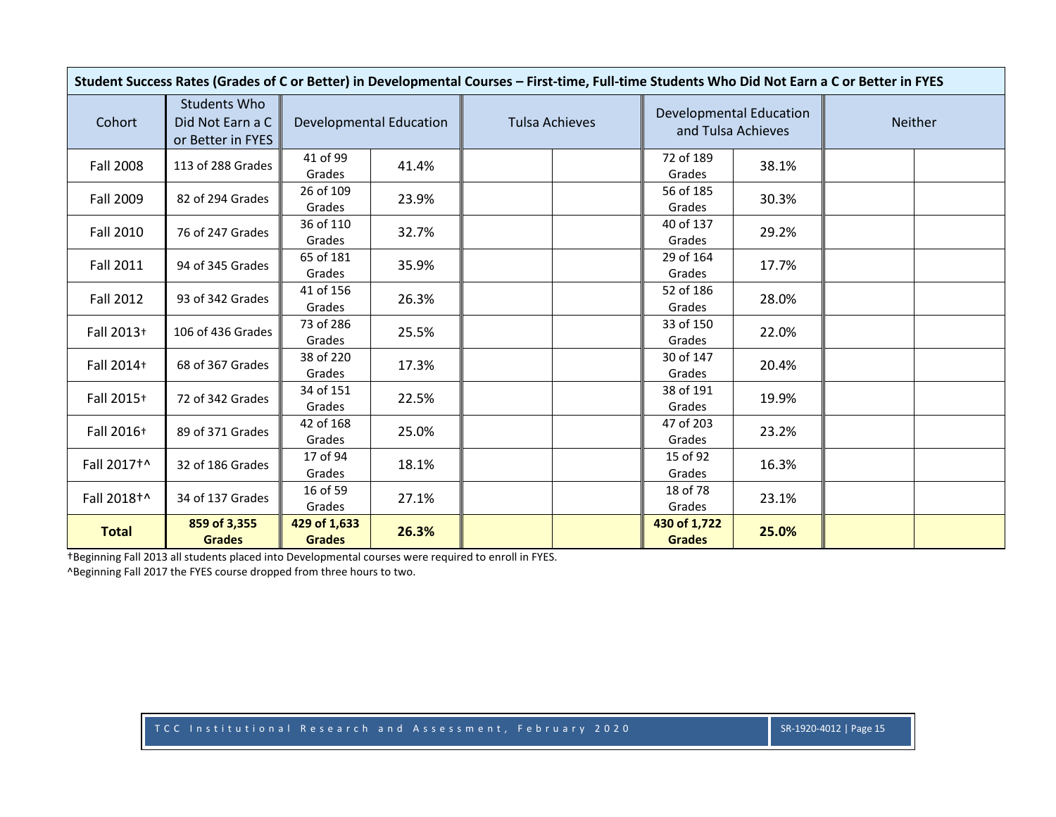| Student Success Rates (Grades of C or Better) in Developmental Courses – First-time, Full-time Students Who Did Not Earn a C or Better in FYES | | | | | | | | | |
|---|---|---|---|---|---|---|---|---|---|
| Cohort | Students Who Did Not Earn a C or Better in FYES | Developmental Education | | Tulsa Achieves | | Developmental Education and Tulsa Achieves | | Neither | |
| Fall 2008 | 113 of 288 Grades | 41 of 99 Grades | 41.4% | | | 72 of 189 Grades | 38.1% | | |
| Fall 2009 | 82 of 294 Grades | 26 of 109 Grades | 23.9% | | | 56 of 185 Grades | 30.3% | | |
| Fall 2010 | 76 of 247 Grades | 36 of 110 Grades | 32.7% | | | 40 of 137 Grades | 29.2% | | |
| Fall 2011 | 94 of 345 Grades | 65 of 181 Grades | 35.9% | | | 29 of 164 Grades | 17.7% | | |
| Fall 2012 | 93 of 342 Grades | 41 of 156 Grades | 26.3% | | | 52 of 186 Grades | 28.0% | | |
| Fall 2013† | 106 of 436 Grades | 73 of 286 Grades | 25.5% | | | 33 of 150 Grades | 22.0% | | |
| Fall 2014† | 68 of 367 Grades | 38 of 220 Grades | 17.3% | | | 30 of 147 Grades | 20.4% | | |
| Fall 2015† | 72 of 342 Grades | 34 of 151 Grades | 22.5% | | | 38 of 191 Grades | 19.9% | | |
| Fall 2016† | 89 of 371 Grades | 42 of 168 Grades | 25.0% | | | 47 of 203 Grades | 23.2% | | |
| Fall 2017†^ | 32 of 186 Grades | 17 of 94 Grades | 18.1% | | | 15 of 92 Grades | 16.3% | | |
| Fall 2018†^ | 34 of 137 Grades | 16 of 59 Grades | 27.1% | | | 18 of 78 Grades | 23.1% | | |
| **Total** | **859 of 3,355 Grades** | **429 of 1,633 Grades** | **26.3%** | | | **430 of 1,722 Grades** | **25.0%** | | |

†Beginning Fall 2013 all students placed into Developmental courses were required to enroll in FYES.

^Beginning Fall 2017 the FYES course dropped from three hours to two.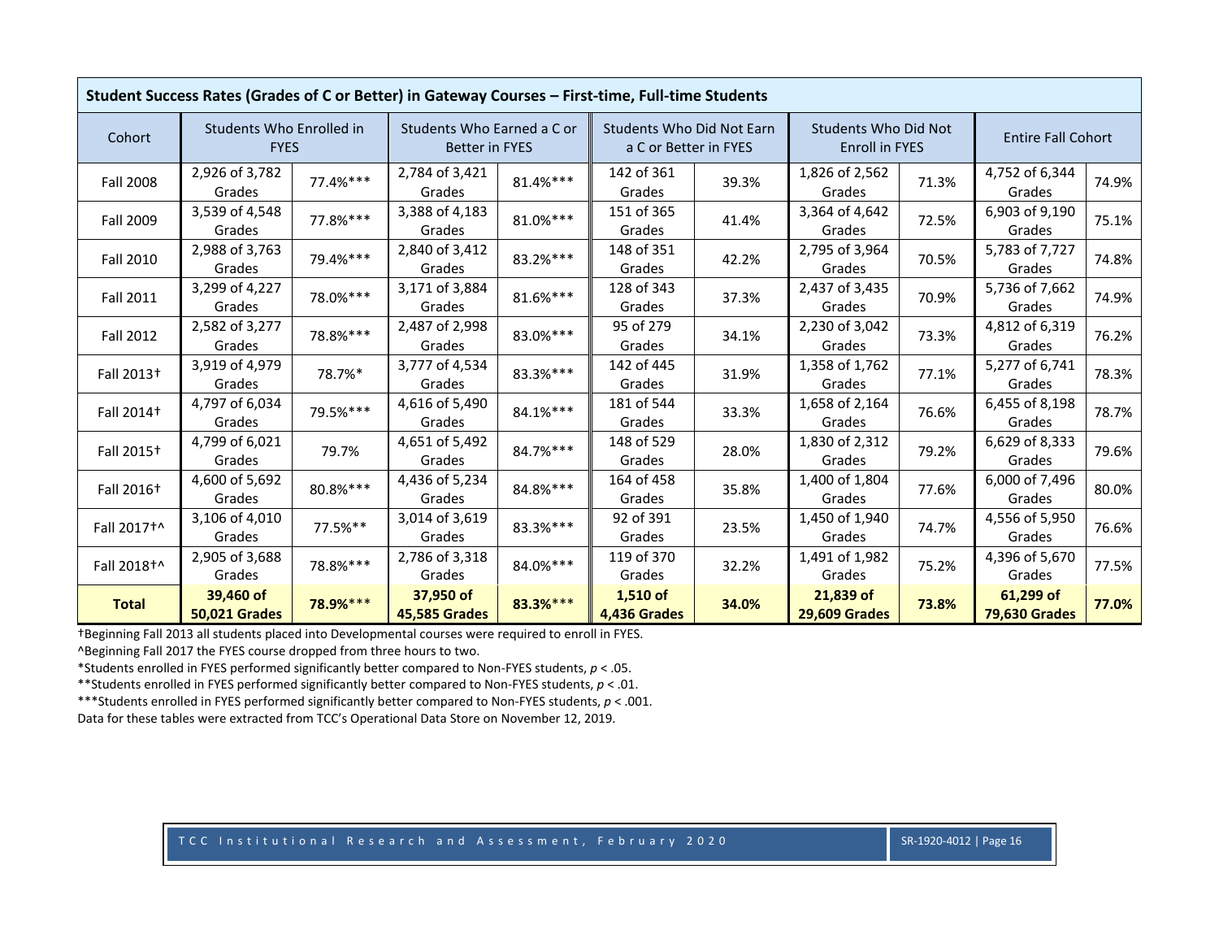| Student Success Rates (Grades of C or Better) in Gateway Courses – First-time, Full-time Students | | | | | | | | | | |
|---|---|---|---|---|---|---|---|---|---|---|
| Cohort | Students Who Enrolled in FYES | | Students Who Earned a C or Better in FYES | | Students Who Did Not Earn a C or Better in FYES | | Students Who Did Not Enroll in FYES | | Entire Fall Cohort | |
| Fall 2008 | 2,926 of 3,782 Grades | 77.4%*** | 2,784 of 3,421 Grades | 81.4%*** | 142 of 361 Grades | 39.3% | 1,826 of 2,562 Grades | 71.3% | 4,752 of 6,344 Grades | 74.9% |
| Fall 2009 | 3,539 of 4,548 Grades | 77.8%*** | 3,388 of 4,183 Grades | 81.0%*** | 151 of 365 Grades | 41.4% | 3,364 of 4,642 Grades | 72.5% | 6,903 of 9,190 Grades | 75.1% |
| Fall 2010 | 2,988 of 3,763 Grades | 79.4%*** | 2,840 of 3,412 Grades | 83.2%*** | 148 of 351 Grades | 42.2% | 2,795 of 3,964 Grades | 70.5% | 5,783 of 7,727 Grades | 74.8% |
| Fall 2011 | 3,299 of 4,227 Grades | 78.0%*** | 3,171 of 3,884 Grades | 81.6%*** | 128 of 343 Grades | 37.3% | 2,437 of 3,435 Grades | 70.9% | 5,736 of 7,662 Grades | 74.9% |
| Fall 2012 | 2,582 of 3,277 Grades | 78.8%*** | 2,487 of 2,998 Grades | 83.0%*** | 95 of 279 Grades | 34.1% | 2,230 of 3,042 Grades | 73.3% | 4,812 of 6,319 Grades | 76.2% |
| Fall 2013† | 3,919 of 4,979 Grades | 78.7%* | 3,777 of 4,534 Grades | 83.3%*** | 142 of 445 Grades | 31.9% | 1,358 of 1,762 Grades | 77.1% | 5,277 of 6,741 Grades | 78.3% |
| Fall 2014† | 4,797 of 6,034 Grades | 79.5%*** | 4,616 of 5,490 Grades | 84.1%*** | 181 of 544 Grades | 33.3% | 1,658 of 2,164 Grades | 76.6% | 6,455 of 8,198 Grades | 78.7% |
| Fall 2015† | 4,799 of 6,021 Grades | 79.7% | 4,651 of 5,492 Grades | 84.7%*** | 148 of 529 Grades | 28.0% | 1,830 of 2,312 Grades | 79.2% | 6,629 of 8,333 Grades | 79.6% |
| Fall 2016† | 4,600 of 5,692 Grades | 80.8%*** | 4,436 of 5,234 Grades | 84.8%*** | 164 of 458 Grades | 35.8% | 1,400 of 1,804 Grades | 77.6% | 6,000 of 7,496 Grades | 80.0% |
| Fall 2017†^ | 3,106 of 4,010 Grades | 77.5%** | 3,014 of 3,619 Grades | 83.3%*** | 92 of 391 Grades | 23.5% | 1,450 of 1,940 Grades | 74.7% | 4,556 of 5,950 Grades | 76.6% |
| Fall 2018†^ | 2,905 of 3,688 Grades | 78.8%*** | 2,786 of 3,318 Grades | 84.0%*** | 119 of 370 Grades | 32.2% | 1,491 of 1,982 Grades | 75.2% | 4,396 of 5,670 Grades | 77.5% |
| **Total** | **39,460 of 50,021 Grades** | **78.9%*** ** | **37,950 of 45,585 Grades** | **83.3%*** ** | **1,510 of 4,436 Grades** | **34.0%** | **21,839 of 29,609 Grades** | **73.8%** | **61,299 of 79,630 Grades** | **77.0%** |

†Beginning Fall 2013 all students placed into Developmental courses were required to enroll in FYES.

^Beginning Fall 2017 the FYES course dropped from three hours to two.

*Students enrolled in FYES performed significantly better compared to Non-FYES students, $p < .05$.

**Students enrolled in FYES performed significantly better compared to Non-FYES students, $p < .01$.

***Students enrolled in FYES performed significantly better compared to Non-FYES students, $p < .001$.

Data for these tables were extracted from TCC's Operational Data Store on November 12, 2019.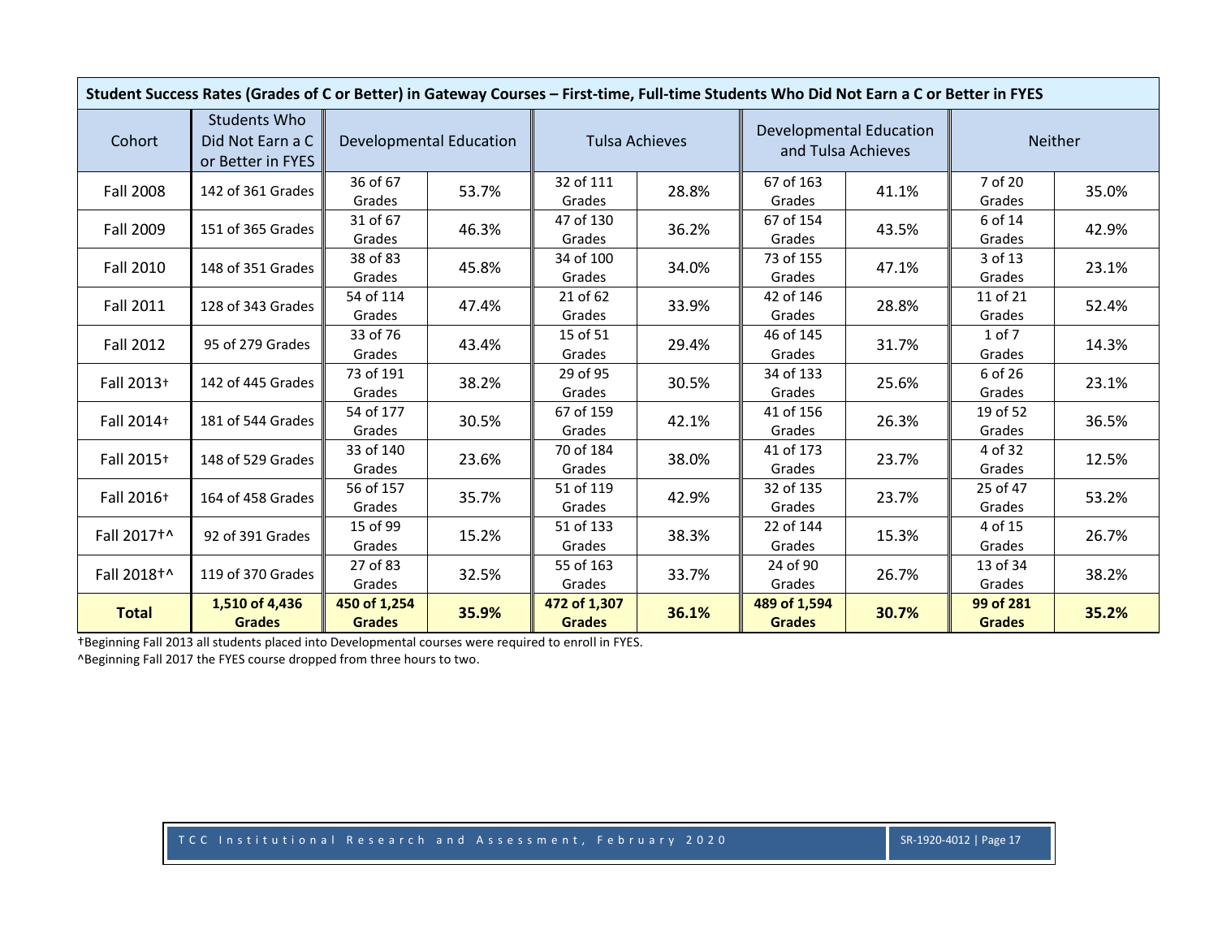| Student Success Rates (Grades of C or Better) in Gateway Courses – First-time, Full-time Students Who Did Not Earn a C or Better in FYES | | | | | | | | | | |
|---|---|---|---|---|---|---|---|---|---|---|
| Cohort | Students Who Did Not Earn a C or Better in FYES | Developmental Education | | Tulsa Achieves | | Developmental Education and Tulsa Achieves | | Neither | | |
| Fall 2008 | 142 of 361 Grades | 36 of 67 Grades | 53.7% | 32 of 111 Grades | 28.8% | 67 of 163 Grades | 41.1% | 7 of 20 Grades | 35.0% | |
| Fall 2009 | 151 of 365 Grades | 31 of 67 Grades | 46.3% | 47 of 130 Grades | 36.2% | 67 of 154 Grades | 43.5% | 6 of 14 Grades | 42.9% | |
| Fall 2010 | 148 of 351 Grades | 38 of 83 Grades | 45.8% | 34 of 100 Grades | 34.0% | 73 of 155 Grades | 47.1% | 3 of 13 Grades | 23.1% | |
| Fall 2011 | 128 of 343 Grades | 54 of 114 Grades | 47.4% | 21 of 62 Grades | 33.9% | 42 of 146 Grades | 28.8% | 11 of 21 Grades | 52.4% | |
| Fall 2012 | 95 of 279 Grades | 33 of 76 Grades | 43.4% | 15 of 51 Grades | 29.4% | 46 of 145 Grades | 31.7% | 1 of 7 Grades | 14.3% | |
| Fall 2013† | 142 of 445 Grades | 73 of 191 Grades | 38.2% | 29 of 95 Grades | 30.5% | 34 of 133 Grades | 25.6% | 6 of 26 Grades | 23.1% | |
| Fall 2014† | 181 of 544 Grades | 54 of 177 Grades | 30.5% | 67 of 159 Grades | 42.1% | 41 of 156 Grades | 26.3% | 19 of 52 Grades | 36.5% | |
| Fall 2015† | 148 of 529 Grades | 33 of 140 Grades | 23.6% | 70 of 184 Grades | 38.0% | 41 of 173 Grades | 23.7% | 4 of 32 Grades | 12.5% | |
| Fall 2016† | 164 of 458 Grades | 56 of 157 Grades | 35.7% | 51 of 119 Grades | 42.9% | 32 of 135 Grades | 23.7% | 25 of 47 Grades | 53.2% | |
| Fall 2017†^ | 92 of 391 Grades | 15 of 99 Grades | 15.2% | 51 of 133 Grades | 38.3% | 22 of 144 Grades | 15.3% | 4 of 15 Grades | 26.7% | |
| Fall 2018†^ | 119 of 370 Grades | 27 of 83 Grades | 32.5% | 55 of 163 Grades | 33.7% | 24 of 90 Grades | 26.7% | 13 of 34 Grades | 38.2% | |
| **Total** | **1,510 of 4,436 Grades** | **450 of 1,254 Grades** | **35.9%** | **472 of 1,307 Grades** | **36.1%** | **489 of 1,594 Grades** | **30.7%** | **99 of 281 Grades** | **35.2%** | |

†Beginning Fall 2013 all students placed into Developmental courses were required to enroll in FYES.

^Beginning Fall 2017 the FYES course dropped from three hours to two.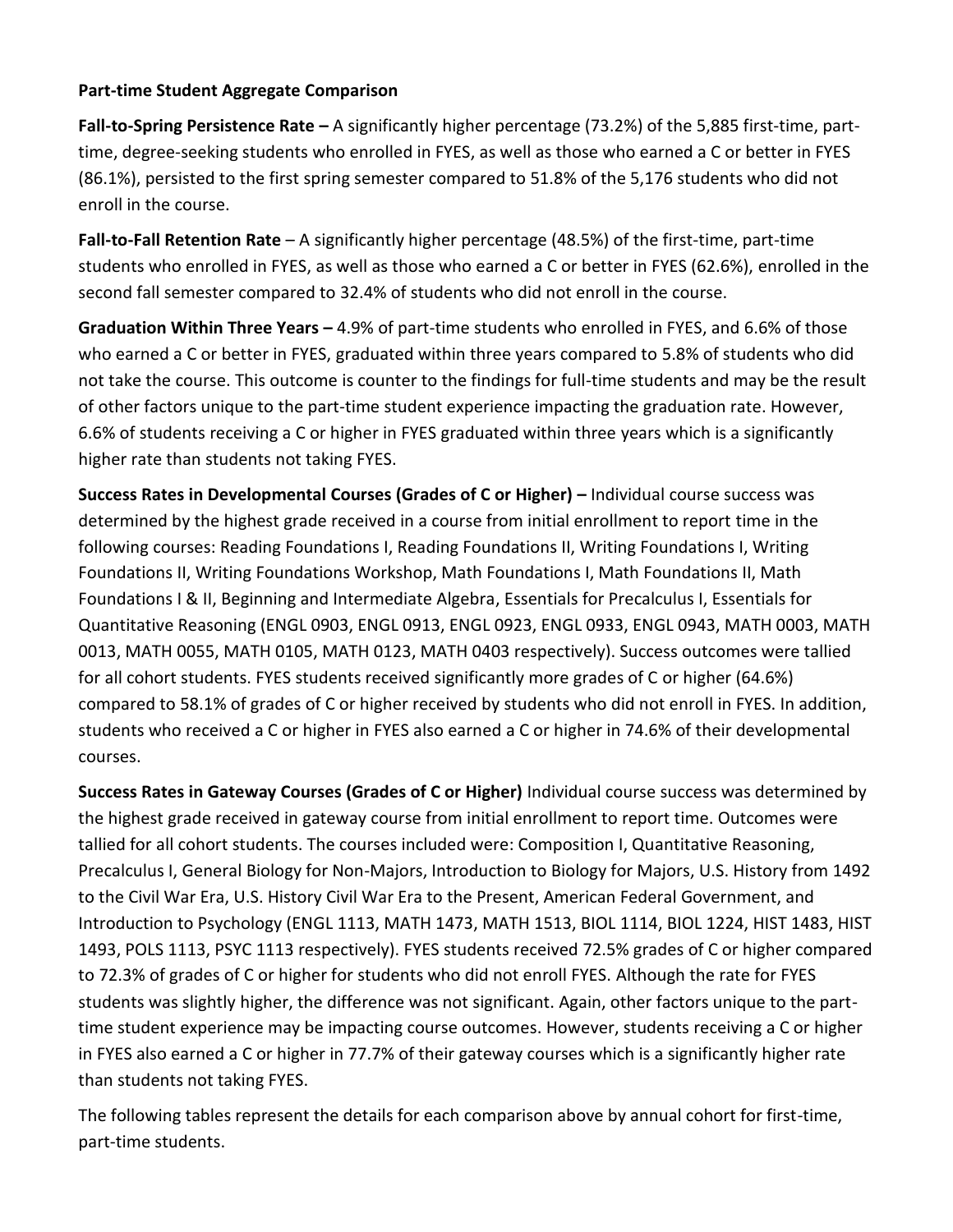**Part-time Student Aggregate Comparison**

**Fall-to-Spring Persistence Rate –** A significantly higher percentage (73.2%) of the 5,885 first-time, part-time, degree-seeking students who enrolled in FYES, as well as those who earned a C or better in FYES (86.1%), persisted to the first spring semester compared to 51.8% of the 5,176 students who did not enroll in the course.

**Fall-to-Fall Retention Rate** – A significantly higher percentage (48.5%) of the first-time, part-time students who enrolled in FYES, as well as those who earned a C or better in FYES (62.6%), enrolled in the second fall semester compared to 32.4% of students who did not enroll in the course.

**Graduation Within Three Years –** 4.9% of part-time students who enrolled in FYES, and 6.6% of those who earned a C or better in FYES, graduated within three years compared to 5.8% of students who did not take the course. This outcome is counter to the findings for full-time students and may be the result of other factors unique to the part-time student experience impacting the graduation rate. However, 6.6% of students receiving a C or higher in FYES graduated within three years which is a significantly higher rate than students not taking FYES.

**Success Rates in Developmental Courses (Grades of C or Higher) –** Individual course success was determined by the highest grade received in a course from initial enrollment to report time in the following courses: Reading Foundations I, Reading Foundations II, Writing Foundations I, Writing Foundations II, Writing Foundations Workshop, Math Foundations I, Math Foundations II, Math Foundations I & II, Beginning and Intermediate Algebra, Essentials for Precalculus I, Essentials for Quantitative Reasoning (ENGL 0903, ENGL 0913, ENGL 0923, ENGL 0933, ENGL 0943, MATH 0003, MATH 0013, MATH 0055, MATH 0105, MATH 0123, MATH 0403 respectively). Success outcomes were tallied for all cohort students. FYES students received significantly more grades of C or higher (64.6%) compared to 58.1% of grades of C or higher received by students who did not enroll in FYES. In addition, students who received a C or higher in FYES also earned a C or higher in 74.6% of their developmental courses.

**Success Rates in Gateway Courses (Grades of C or Higher)** Individual course success was determined by the highest grade received in gateway course from initial enrollment to report time. Outcomes were tallied for all cohort students. The courses included were: Composition I, Quantitative Reasoning, Precalculus I, General Biology for Non-Majors, Introduction to Biology for Majors, U.S. History from 1492 to the Civil War Era, U.S. History Civil War Era to the Present, American Federal Government, and Introduction to Psychology (ENGL 1113, MATH 1473, MATH 1513, BIOL 1114, BIOL 1224, HIST 1483, HIST 1493, POLS 1113, PSYC 1113 respectively). FYES students received 72.5% grades of C or higher compared to 72.3% of grades of C or higher for students who did not enroll FYES. Although the rate for FYES students was slightly higher, the difference was not significant. Again, other factors unique to the part-time student experience may be impacting course outcomes. However, students receiving a C or higher in FYES also earned a C or higher in 77.7% of their gateway courses which is a significantly higher rate than students not taking FYES.

The following tables represent the details for each comparison above by annual cohort for first-time, part-time students.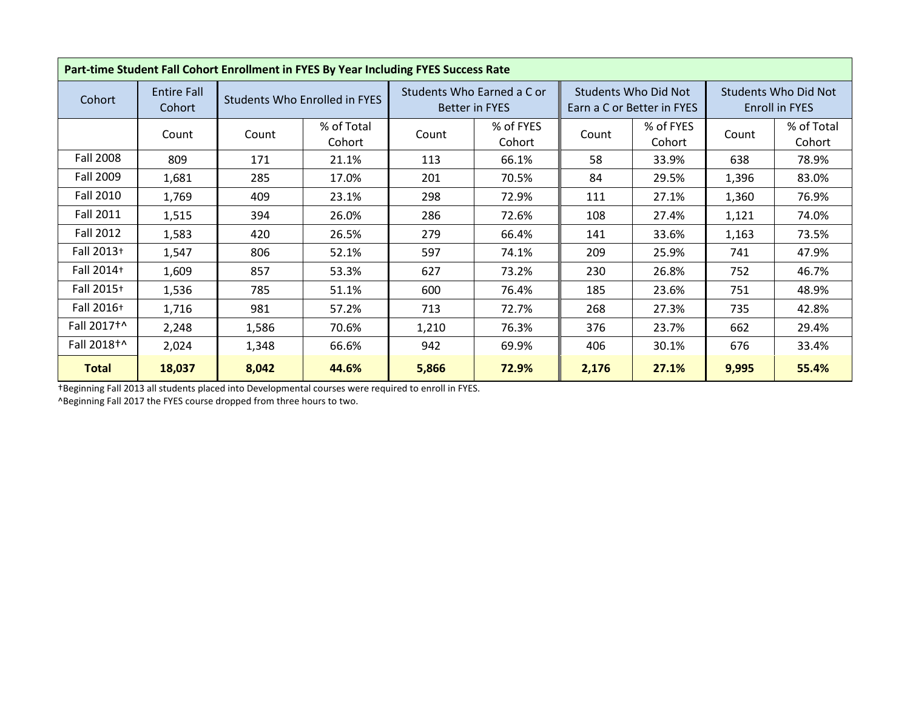| Part-time Student Fall Cohort Enrollment in FYES By Year Including FYES Success Rate | | | | | | | | | |
|---|---|---|---|---|---|---|---|---|---|
| Cohort | Entire Fall Cohort | Students Who Enrolled in FYES | | Students Who Earned a C or Better in FYES | | Students Who Did Not Earn a C or Better in FYES | | Students Who Did Not Enroll in FYES | |
| | Count | Count | % of Total Cohort | Count | % of FYES Cohort | Count | % of FYES Cohort | Count | % of Total Cohort |
| Fall 2008 | 809 | 171 | 21.1% | 113 | 66.1% | 58 | 33.9% | 638 | 78.9% |
| Fall 2009 | 1,681 | 285 | 17.0% | 201 | 70.5% | 84 | 29.5% | 1,396 | 83.0% |
| Fall 2010 | 1,769 | 409 | 23.1% | 298 | 72.9% | 111 | 27.1% | 1,360 | 76.9% |
| Fall 2011 | 1,515 | 394 | 26.0% | 286 | 72.6% | 108 | 27.4% | 1,121 | 74.0% |
| Fall 2012 | 1,583 | 420 | 26.5% | 279 | 66.4% | 141 | 33.6% | 1,163 | 73.5% |
| Fall 2013† | 1,547 | 806 | 52.1% | 597 | 74.1% | 209 | 25.9% | 741 | 47.9% |
| Fall 2014† | 1,609 | 857 | 53.3% | 627 | 73.2% | 230 | 26.8% | 752 | 46.7% |
| Fall 2015† | 1,536 | 785 | 51.1% | 600 | 76.4% | 185 | 23.6% | 751 | 48.9% |
| Fall 2016† | 1,716 | 981 | 57.2% | 713 | 72.7% | 268 | 27.3% | 735 | 42.8% |
| Fall 2017†^ | 2,248 | 1,586 | 70.6% | 1,210 | 76.3% | 376 | 23.7% | 662 | 29.4% |
| Fall 2018†^ | 2,024 | 1,348 | 66.6% | 942 | 69.9% | 406 | 30.1% | 676 | 33.4% |
| **Total** | **18,037** | **8,042** | **44.6%** | **5,866** | **72.9%** | **2,176** | **27.1%** | **9,995** | **55.4%** |

†Beginning Fall 2013 all students placed into Developmental courses were required to enroll in FYES.

^Beginning Fall 2017 the FYES course dropped from three hours to two.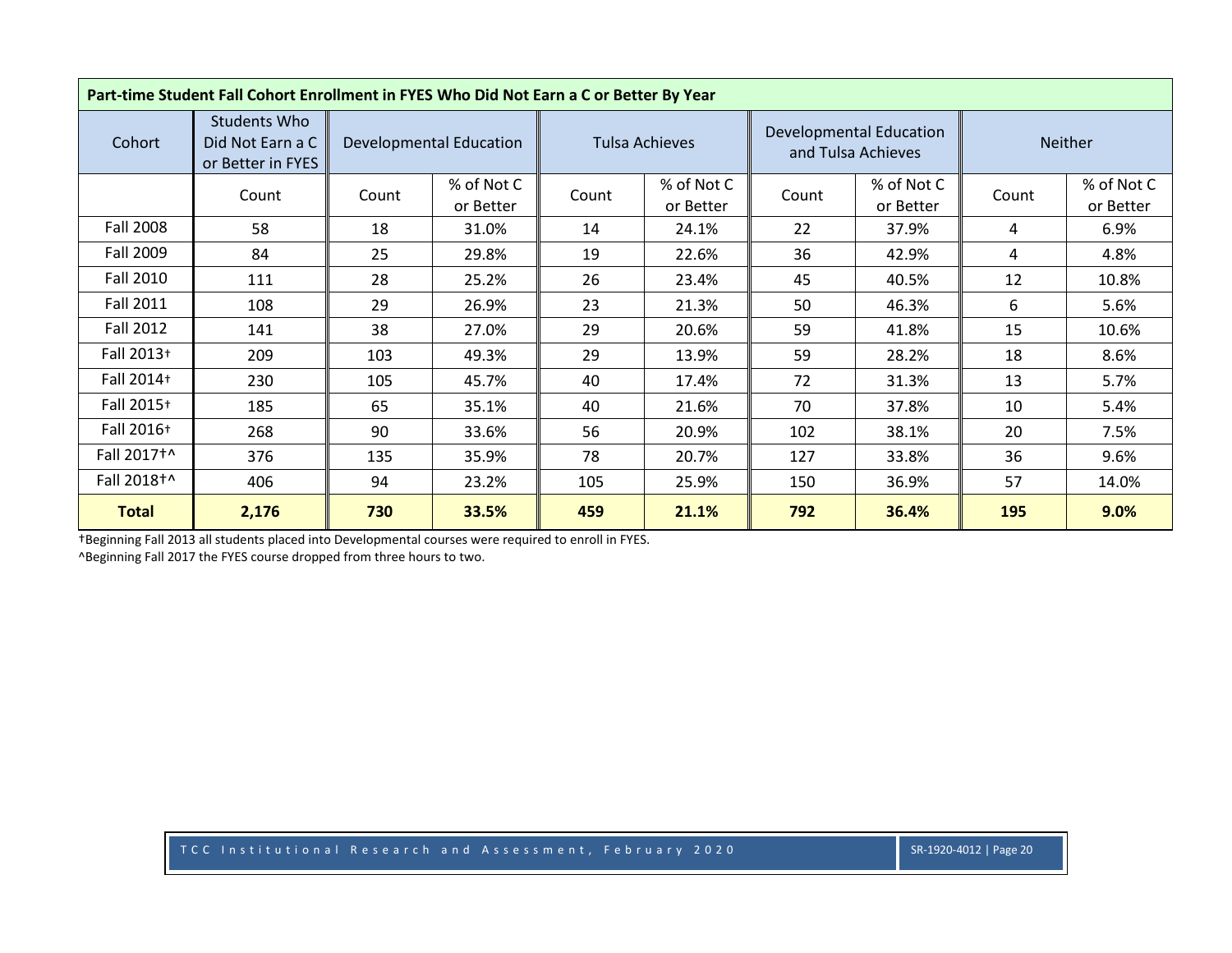**Part-time Student Fall Cohort Enrollment in FYES Who Did Not Earn a C or Better By Year**

| Cohort | Students Who Did Not Earn a C or Better in FYES | Developmental Education | | Tulsa Achieves | | Developmental Education and Tulsa Achieves | | Neither | |
|---|---|---|---|---|---|---|---|---|---|
| | Count | Count | % of Not C or Better | Count | % of Not C or Better | Count | % of Not C or Better | Count | % of Not C or Better |
| Fall 2008 | 58 | 18 | 31.0% | 14 | 24.1% | 22 | 37.9% | 4 | 6.9% |
| Fall 2009 | 84 | 25 | 29.8% | 19 | 22.6% | 36 | 42.9% | 4 | 4.8% |
| Fall 2010 | 111 | 28 | 25.2% | 26 | 23.4% | 45 | 40.5% | 12 | 10.8% |
| Fall 2011 | 108 | 29 | 26.9% | 23 | 21.3% | 50 | 46.3% | 6 | 5.6% |
| Fall 2012 | 141 | 38 | 27.0% | 29 | 20.6% | 59 | 41.8% | 15 | 10.6% |
| Fall 2013† | 209 | 103 | 49.3% | 29 | 13.9% | 59 | 28.2% | 18 | 8.6% |
| Fall 2014† | 230 | 105 | 45.7% | 40 | 17.4% | 72 | 31.3% | 13 | 5.7% |
| Fall 2015† | 185 | 65 | 35.1% | 40 | 21.6% | 70 | 37.8% | 10 | 5.4% |
| Fall 2016† | 268 | 90 | 33.6% | 56 | 20.9% | 102 | 38.1% | 20 | 7.5% |
| Fall 2017†^ | 376 | 135 | 35.9% | 78 | 20.7% | 127 | 33.8% | 36 | 9.6% |
| Fall 2018†^ | 406 | 94 | 23.2% | 105 | 25.9% | 150 | 36.9% | 57 | 14.0% |
| **Total** | **2,176** | **730** | **33.5%** | **459** | **21.1%** | **792** | **36.4%** | **195** | **9.0%** |

†Beginning Fall 2013 all students placed into Developmental courses were required to enroll in FYES.

^Beginning Fall 2017 the FYES course dropped from three hours to two.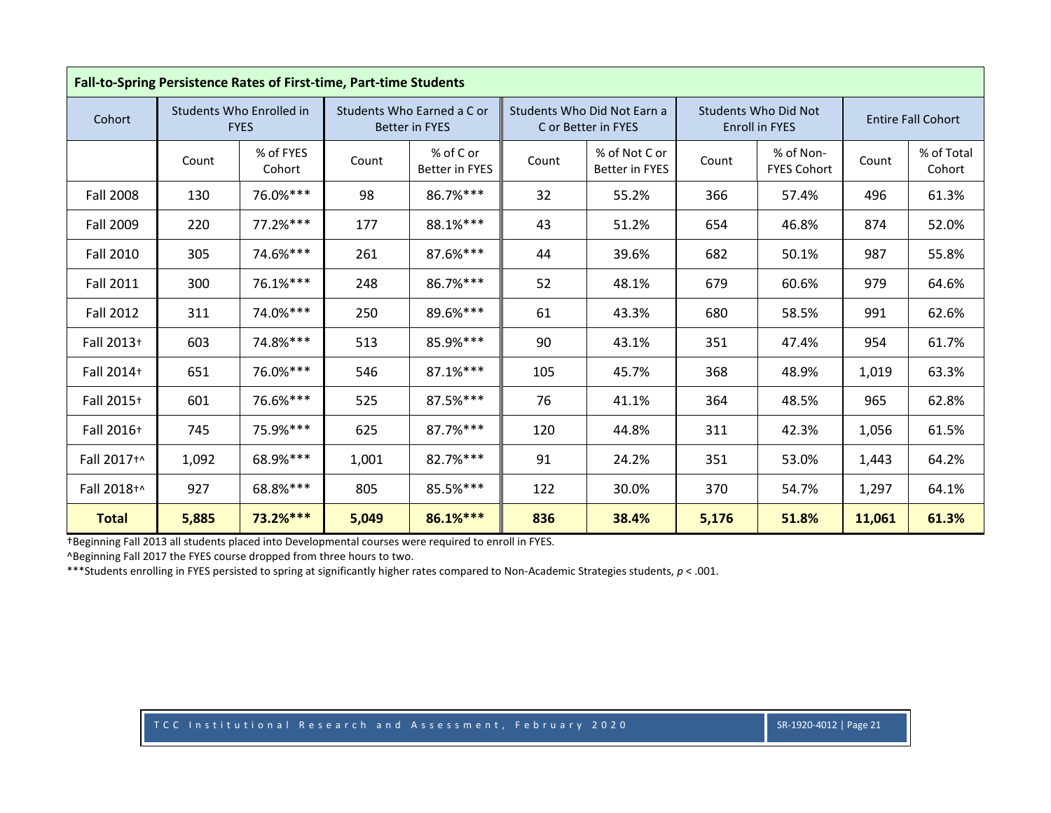**Fall-to-Spring Persistence Rates of First-time, Part-time Students**

| Cohort | Students Who Enrolled in FYES | | Students Who Earned a C or Better in FYES | | Students Who Did Not Earn a C or Better in FYES | | Students Who Did Not Enroll in FYES | | Entire Fall Cohort | |
|---|---|---|---|---|---|---|---|---|---|---|
| | Count | % of FYES Cohort | Count | % of C or Better in FYES | Count | % of Not C or Better in FYES | Count | % of Non-FYES Cohort | Count | % of Total Cohort |
| Fall 2008 | 130 | 76.0%*** | 98 | 86.7%*** | 32 | 55.2% | 366 | 57.4% | 496 | 61.3% |
| Fall 2009 | 220 | 77.2%*** | 177 | 88.1%*** | 43 | 51.2% | 654 | 46.8% | 874 | 52.0% |
| Fall 2010 | 305 | 74.6%*** | 261 | 87.6%*** | 44 | 39.6% | 682 | 50.1% | 987 | 55.8% |
| Fall 2011 | 300 | 76.1%*** | 248 | 86.7%*** | 52 | 48.1% | 679 | 60.6% | 979 | 64.6% |
| Fall 2012 | 311 | 74.0%*** | 250 | 89.6%*** | 61 | 43.3% | 680 | 58.5% | 991 | 62.6% |
| Fall 2013† | 603 | 74.8%*** | 513 | 85.9%*** | 90 | 43.1% | 351 | 47.4% | 954 | 61.7% |
| Fall 2014† | 651 | 76.0%*** | 546 | 87.1%*** | 105 | 45.7% | 368 | 48.9% | 1,019 | 63.3% |
| Fall 2015† | 601 | 76.6%*** | 525 | 87.5%*** | 76 | 41.1% | 364 | 48.5% | 965 | 62.8% |
| Fall 2016† | 745 | 75.9%*** | 625 | 87.7%*** | 120 | 44.8% | 311 | 42.3% | 1,056 | 61.5% |
| Fall 2017†^ | 1,092 | 68.9%*** | 1,001 | 82.7%*** | 91 | 24.2% | 351 | 53.0% | 1,443 | 64.2% |
| Fall 2018†^ | 927 | 68.8%*** | 805 | 85.5%*** | 122 | 30.0% | 370 | 54.7% | 1,297 | 64.1% |
| **Total** | **5,885** | **73.2%*** ** | **5,049** | **86.1%*** ** | **836** | **38.4%** | **5,176** | **51.8%** | **11,061** | **61.3%** |

†Beginning Fall 2013 all students placed into Developmental courses were required to enroll in FYES.

^Beginning Fall 2017 the FYES course dropped from three hours to two.

***Students enrolling in FYES persisted to spring at significantly higher rates compared to Non-Academic Strategies students, $p < .001$.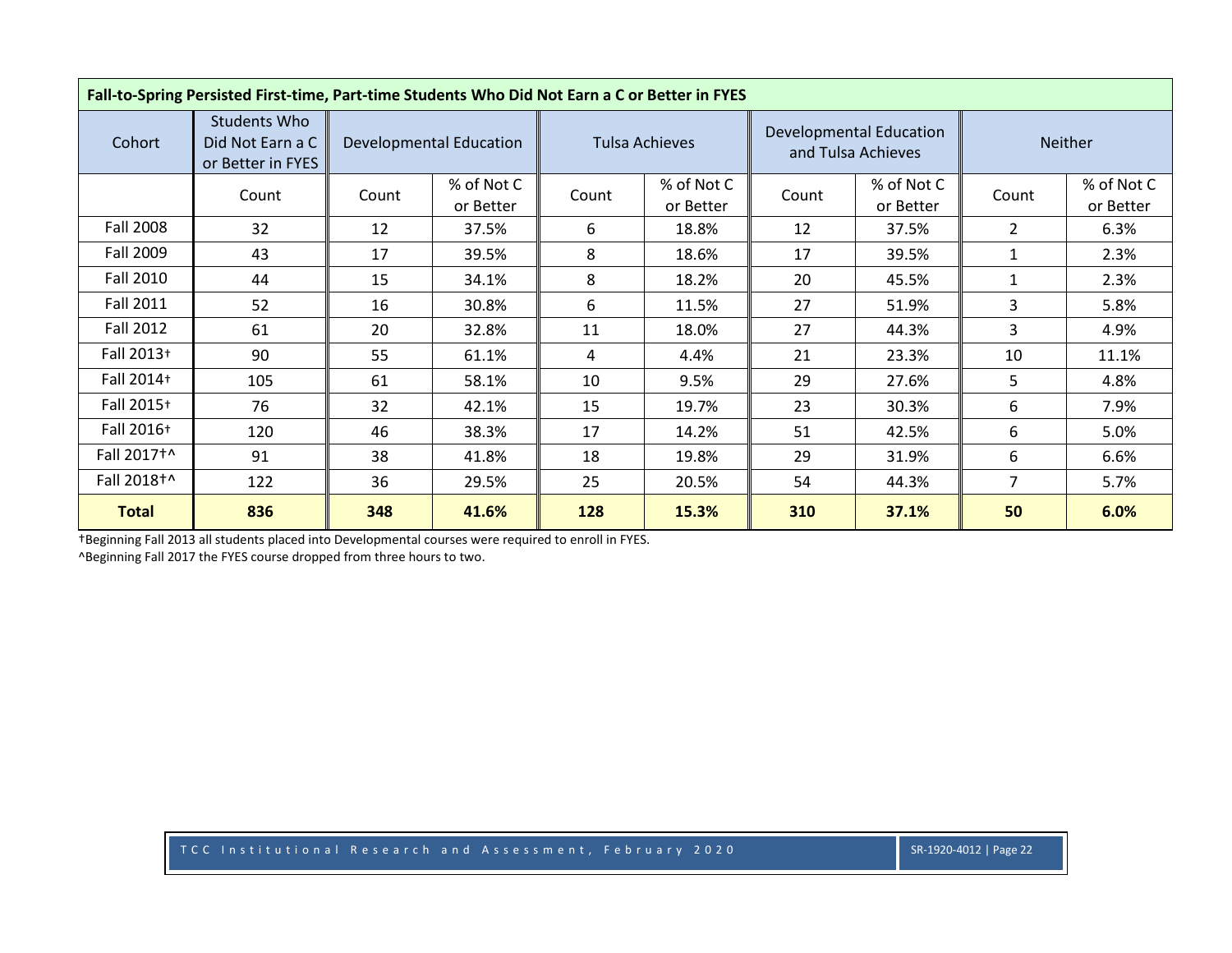**Fall-to-Spring Persisted First-time, Part-time Students Who Did Not Earn a C or Better in FYES**

| Cohort | Students Who Did Not Earn a C or Better in FYES | Developmental Education | | Tulsa Achieves | | Developmental Education and Tulsa Achieves | | Neither | |
|---|---|---|---|---|---|---|---|---|---|
| | Count | Count | % of Not C or Better | Count | % of Not C or Better | Count | % of Not C or Better | Count | % of Not C or Better |
| Fall 2008 | 32 | 12 | 37.5% | 6 | 18.8% | 12 | 37.5% | 2 | 6.3% |
| Fall 2009 | 43 | 17 | 39.5% | 8 | 18.6% | 17 | 39.5% | 1 | 2.3% |
| Fall 2010 | 44 | 15 | 34.1% | 8 | 18.2% | 20 | 45.5% | 1 | 2.3% |
| Fall 2011 | 52 | 16 | 30.8% | 6 | 11.5% | 27 | 51.9% | 3 | 5.8% |
| Fall 2012 | 61 | 20 | 32.8% | 11 | 18.0% | 27 | 44.3% | 3 | 4.9% |
| Fall 2013† | 90 | 55 | 61.1% | 4 | 4.4% | 21 | 23.3% | 10 | 11.1% |
| Fall 2014† | 105 | 61 | 58.1% | 10 | 9.5% | 29 | 27.6% | 5 | 4.8% |
| Fall 2015† | 76 | 32 | 42.1% | 15 | 19.7% | 23 | 30.3% | 6 | 7.9% |
| Fall 2016† | 120 | 46 | 38.3% | 17 | 14.2% | 51 | 42.5% | 6 | 5.0% |
| Fall 2017†^ | 91 | 38 | 41.8% | 18 | 19.8% | 29 | 31.9% | 6 | 6.6% |
| Fall 2018†^ | 122 | 36 | 29.5% | 25 | 20.5% | 54 | 44.3% | 7 | 5.7% |
| **Total** | **836** | **348** | **41.6%** | **128** | **15.3%** | **310** | **37.1%** | **50** | **6.0%** |

†Beginning Fall 2013 all students placed into Developmental courses were required to enroll in FYES.
^Beginning Fall 2017 the FYES course dropped from three hours to two.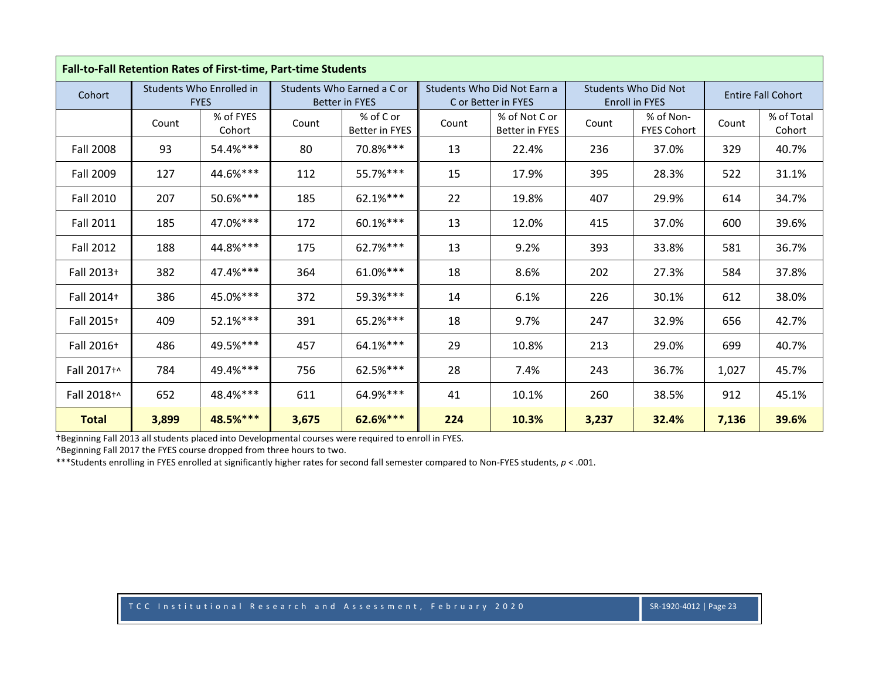| Fall-to-Fall Retention Rates of First-time, Part-time Students | | | | | | | | | | |
|---|---|---|---|---|---|---|---|---|---|---|
| Cohort | Students Who Enrolled in FYES | | Students Who Earned a C or Better in FYES | | Students Who Did Not Earn a C or Better in FYES | | Students Who Did Not Enroll in FYES | | Entire Fall Cohort | |
| | Count | % of FYES Cohort | Count | % of C or Better in FYES | Count | % of Not C or Better in FYES | Count | % of Non-FYES Cohort | Count | % of Total Cohort |
| Fall 2008 | 93 | 54.4%*** | 80 | 70.8%*** | 13 | 22.4% | 236 | 37.0% | 329 | 40.7% |
| Fall 2009 | 127 | 44.6%*** | 112 | 55.7%*** | 15 | 17.9% | 395 | 28.3% | 522 | 31.1% |
| Fall 2010 | 207 | 50.6%*** | 185 | 62.1%*** | 22 | 19.8% | 407 | 29.9% | 614 | 34.7% |
| Fall 2011 | 185 | 47.0%*** | 172 | 60.1%*** | 13 | 12.0% | 415 | 37.0% | 600 | 39.6% |
| Fall 2012 | 188 | 44.8%*** | 175 | 62.7%*** | 13 | 9.2% | 393 | 33.8% | 581 | 36.7% |
| Fall 2013† | 382 | 47.4%*** | 364 | 61.0%*** | 18 | 8.6% | 202 | 27.3% | 584 | 37.8% |
| Fall 2014† | 386 | 45.0%*** | 372 | 59.3%*** | 14 | 6.1% | 226 | 30.1% | 612 | 38.0% |
| Fall 2015† | 409 | 52.1%*** | 391 | 65.2%*** | 18 | 9.7% | 247 | 32.9% | 656 | 42.7% |
| Fall 2016† | 486 | 49.5%*** | 457 | 64.1%*** | 29 | 10.8% | 213 | 29.0% | 699 | 40.7% |
| Fall 2017†^ | 784 | 49.4%*** | 756 | 62.5%*** | 28 | 7.4% | 243 | 36.7% | 1,027 | 45.7% |
| Fall 2018†^ | 652 | 48.4%*** | 611 | 64.9%*** | 41 | 10.1% | 260 | 38.5% | 912 | 45.1% |
| **Total** | **3,899** | **48.5%*****| **3,675** | **62.6%***** | **224** | **10.3%** | **3,237** | **32.4%** | **7,136** | **39.6%** |

†Beginning Fall 2013 all students placed into Developmental courses were required to enroll in FYES.

^Beginning Fall 2017 the FYES course dropped from three hours to two.

***Students enrolling in FYES enrolled at significantly higher rates for second fall semester compared to Non-FYES students, $p < .001$.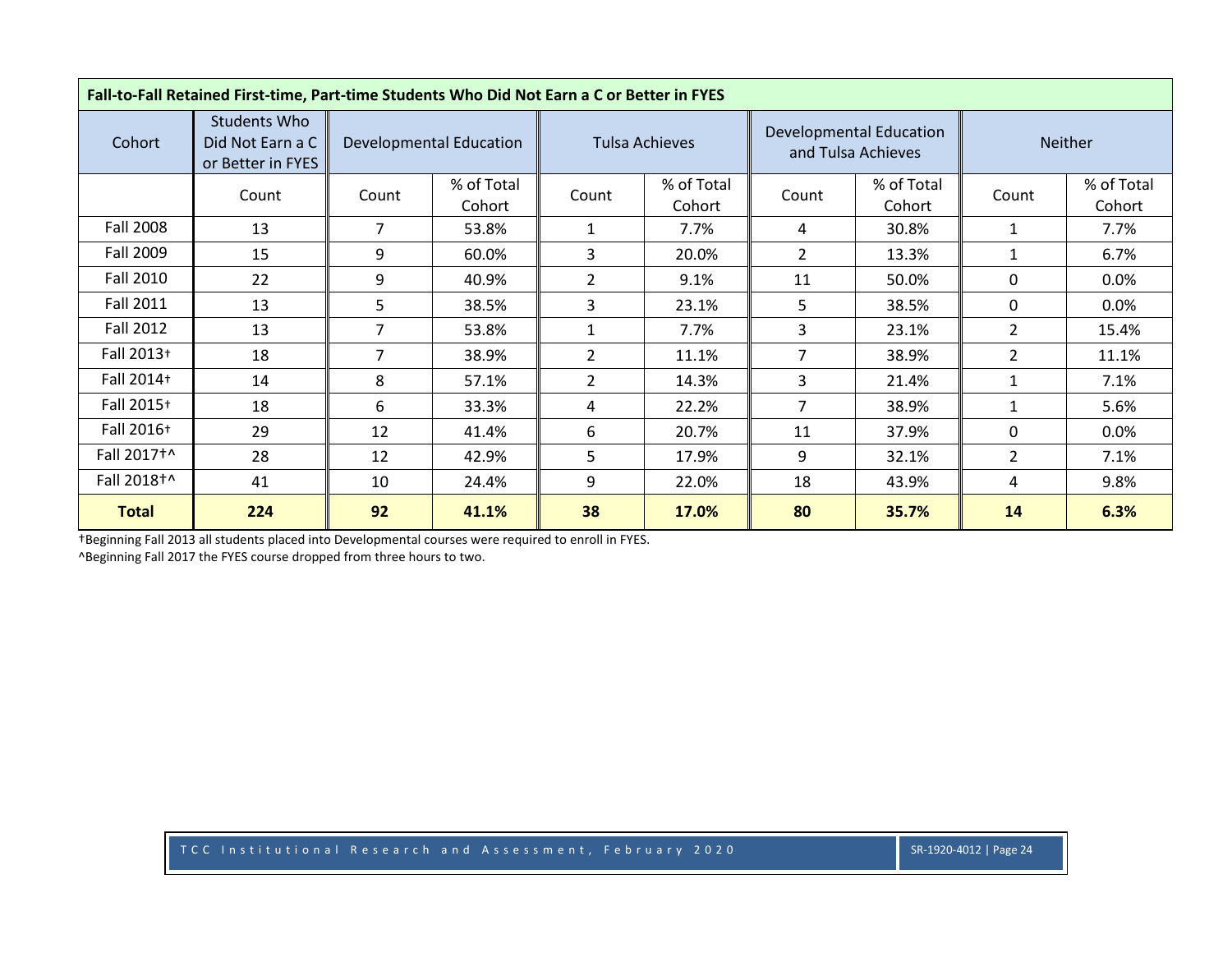**Fall-to-Fall Retained First-time, Part-time Students Who Did Not Earn a C or Better in FYES**

| Cohort | Students Who Did Not Earn a C or Better in FYES | Developmental Education | | Tulsa Achieves | | Developmental Education and Tulsa Achieves | | Neither | |
|---|---|---|---|---|---|---|---|---|---|
| | Count | Count | % of Total Cohort | Count | % of Total Cohort | Count | % of Total Cohort | Count | % of Total Cohort |
| Fall 2008 | 13 | 7 | 53.8% | 1 | 7.7% | 4 | 30.8% | 1 | 7.7% |
| Fall 2009 | 15 | 9 | 60.0% | 3 | 20.0% | 2 | 13.3% | 1 | 6.7% |
| Fall 2010 | 22 | 9 | 40.9% | 2 | 9.1% | 11 | 50.0% | 0 | 0.0% |
| Fall 2011 | 13 | 5 | 38.5% | 3 | 23.1% | 5 | 38.5% | 0 | 0.0% |
| Fall 2012 | 13 | 7 | 53.8% | 1 | 7.7% | 3 | 23.1% | 2 | 15.4% |
| Fall 2013† | 18 | 7 | 38.9% | 2 | 11.1% | 7 | 38.9% | 2 | 11.1% |
| Fall 2014† | 14 | 8 | 57.1% | 2 | 14.3% | 3 | 21.4% | 1 | 7.1% |
| Fall 2015† | 18 | 6 | 33.3% | 4 | 22.2% | 7 | 38.9% | 1 | 5.6% |
| Fall 2016† | 29 | 12 | 41.4% | 6 | 20.7% | 11 | 37.9% | 0 | 0.0% |
| Fall 2017†^ | 28 | 12 | 42.9% | 5 | 17.9% | 9 | 32.1% | 2 | 7.1% |
| Fall 2018†^ | 41 | 10 | 24.4% | 9 | 22.0% | 18 | 43.9% | 4 | 9.8% |
| **Total** | **224** | **92** | **41.1%** | **38** | **17.0%** | **80** | **35.7%** | **14** | **6.3%** |

†Beginning Fall 2013 all students placed into Developmental courses were required to enroll in FYES.

^Beginning Fall 2017 the FYES course dropped from three hours to two.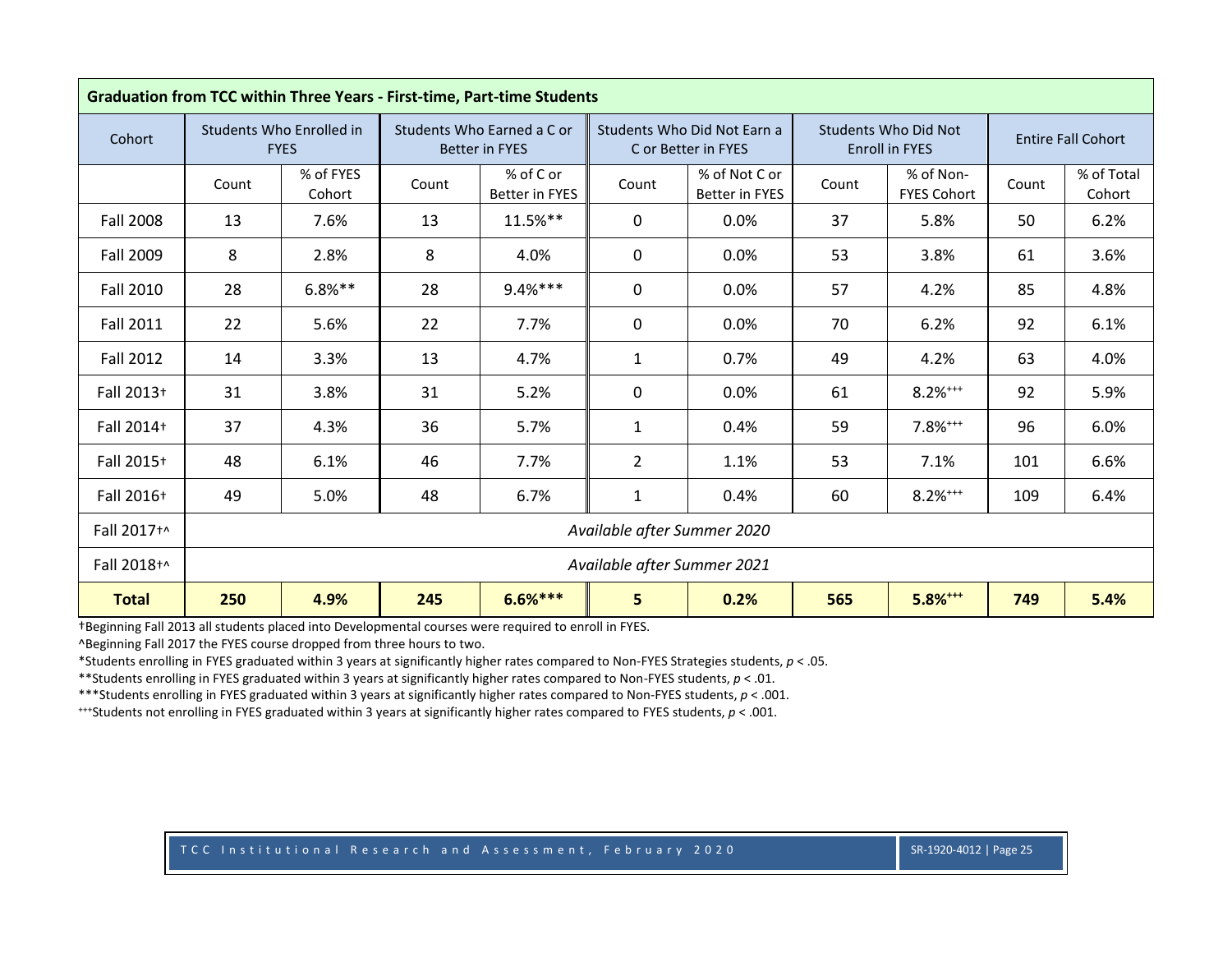| Graduation from TCC within Three Years - First-time, Part-time Students | | | | | | | | | | |
|---|---|---|---|---|---|---|---|---|---|---|
| Cohort | Students Who Enrolled in FYES | | Students Who Earned a C or Better in FYES | | Students Who Did Not Earn a C or Better in FYES | | Students Who Did Not Enroll in FYES | | Entire Fall Cohort | |
| | Count | % of FYES Cohort | Count | % of C or Better in FYES | Count | % of Not C or Better in FYES | Count | % of Non-FYES Cohort | Count | % of Total Cohort |
| Fall 2008 | 13 | 7.6% | 13 | 11.5%** | 0 | 0.0% | 37 | 5.8% | 50 | 6.2% |
| Fall 2009 | 8 | 2.8% | 8 | 4.0% | 0 | 0.0% | 53 | 3.8% | 61 | 3.6% |
| Fall 2010 | 28 | 6.8%** | 28 | 9.4%*** | 0 | 0.0% | 57 | 4.2% | 85 | 4.8% |
| Fall 2011 | 22 | 5.6% | 22 | 7.7% | 0 | 0.0% | 70 | 6.2% | 92 | 6.1% |
| Fall 2012 | 14 | 3.3% | 13 | 4.7% | 1 | 0.7% | 49 | 4.2% | 63 | 4.0% |
| Fall 2013† | 31 | 3.8% | 31 | 5.2% | 0 | 0.0% | 61 | 8.2%+++ | 92 | 5.9% |
| Fall 2014† | 37 | 4.3% | 36 | 5.7% | 1 | 0.4% | 59 | 7.8%+++ | 96 | 6.0% |
| Fall 2015† | 48 | 6.1% | 46 | 7.7% | 2 | 1.1% | 53 | 7.1% | 101 | 6.6% |
| Fall 2016† | 49 | 5.0% | 48 | 6.7% | 1 | 0.4% | 60 | 8.2%+++ | 109 | 6.4% |
| Fall 2017†^ | *Available after Summer 2020* | | | | | | | | | |
| Fall 2018†^ | *Available after Summer 2021* | | | | | | | | | |
| **Total** | **250** | **4.9%** | **245** | **6.6%*** ** | **5** | **0.2%** | **565** | **5.8%+++** | **749** | **5.4%** |

†Beginning Fall 2013 all students placed into Developmental courses were required to enroll in FYES.

^Beginning Fall 2017 the FYES course dropped from three hours to two.

*Students enrolling in FYES graduated within 3 years at significantly higher rates compared to Non-FYES Strategies students, $p < .05$.

**Students enrolling in FYES graduated within 3 years at significantly higher rates compared to Non-FYES students, $p < .01$.

***Students enrolling in FYES graduated within 3 years at significantly higher rates compared to Non-FYES students, $p < .001$.

+++Students not enrolling in FYES graduated within 3 years at significantly higher rates compared to FYES students, $p < .001$.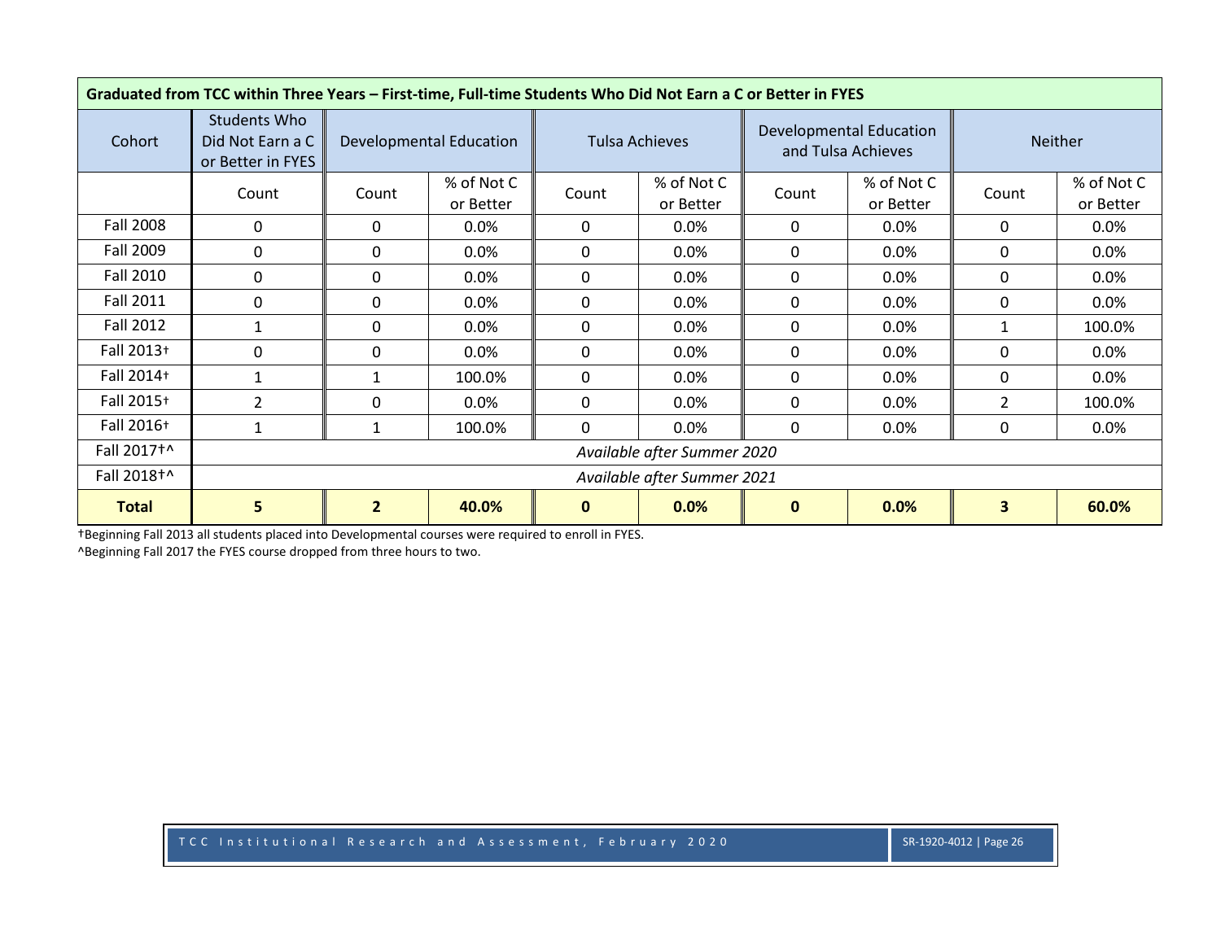**Graduated from TCC within Three Years – First-time, Full-time Students Who Did Not Earn a C or Better in FYES**

| Cohort | Students Who Did Not Earn a C or Better in FYES | Developmental Education | | Tulsa Achieves | | Developmental Education and Tulsa Achieves | | Neither | |
|---|---|---|---|---|---|---|---|---|---|
| | Count | Count | % of Not C or Better | Count | % of Not C or Better | Count | % of Not C or Better | Count | % of Not C or Better |
| Fall 2008 | 0 | 0 | 0.0% | 0 | 0.0% | 0 | 0.0% | 0 | 0.0% |
| Fall 2009 | 0 | 0 | 0.0% | 0 | 0.0% | 0 | 0.0% | 0 | 0.0% |
| Fall 2010 | 0 | 0 | 0.0% | 0 | 0.0% | 0 | 0.0% | 0 | 0.0% |
| Fall 2011 | 0 | 0 | 0.0% | 0 | 0.0% | 0 | 0.0% | 0 | 0.0% |
| Fall 2012 | 1 | 0 | 0.0% | 0 | 0.0% | 0 | 0.0% | 1 | 100.0% |
| Fall 2013† | 0 | 0 | 0.0% | 0 | 0.0% | 0 | 0.0% | 0 | 0.0% |
| Fall 2014† | 1 | 1 | 100.0% | 0 | 0.0% | 0 | 0.0% | 0 | 0.0% |
| Fall 2015† | 2 | 0 | 0.0% | 0 | 0.0% | 0 | 0.0% | 2 | 100.0% |
| Fall 2016† | 1 | 1 | 100.0% | 0 | 0.0% | 0 | 0.0% | 0 | 0.0% |
| Fall 2017†^ | *Available after Summer 2020* | | | | | | | | |
| Fall 2018†^ | *Available after Summer 2021* | | | | | | | | |
| **Total** | **5** | **2** | **40.0%** | **0** | **0.0%** | **0** | **0.0%** | **3** | **60.0%** |

†Beginning Fall 2013 all students placed into Developmental courses were required to enroll in FYES.
^Beginning Fall 2017 the FYES course dropped from three hours to two.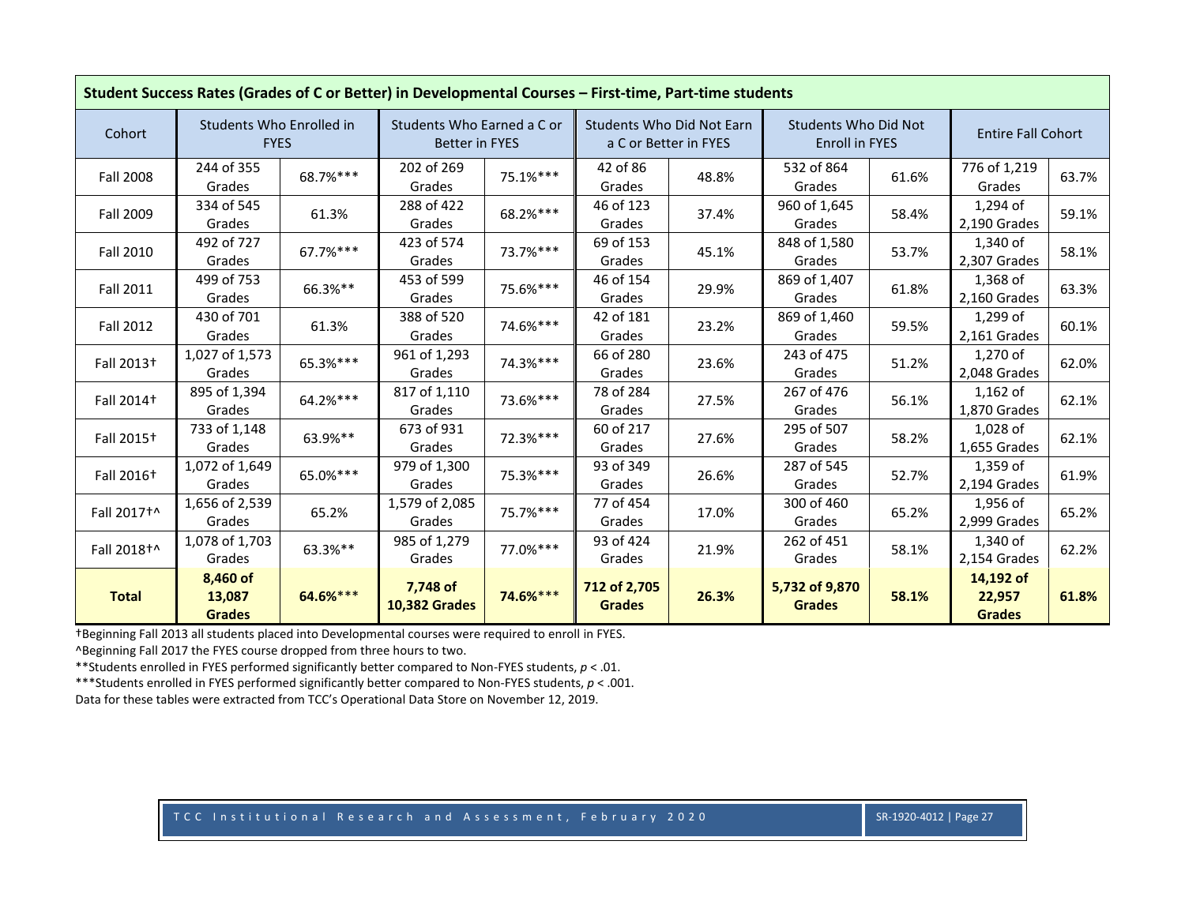**Student Success Rates (Grades of C or Better) in Developmental Courses – First-time, Part-time students**

| Cohort | Students Who Enrolled in FYES | | Students Who Earned a C or Better in FYES | | Students Who Did Not Earn a C or Better in FYES | | Students Who Did Not Enroll in FYES | | Entire Fall Cohort | |
|---|---|---|---|---|---|---|---|---|---|---|
| Fall 2008 | 244 of 355 Grades | 68.7%*** | 202 of 269 Grades | 75.1%*** | 42 of 86 Grades | 48.8% | 532 of 864 Grades | 61.6% | 776 of 1,219 Grades | 63.7% |
| Fall 2009 | 334 of 545 Grades | 61.3% | 288 of 422 Grades | 68.2%*** | 46 of 123 Grades | 37.4% | 960 of 1,645 Grades | 58.4% | 1,294 of 2,190 Grades | 59.1% |
| Fall 2010 | 492 of 727 Grades | 67.7%*** | 423 of 574 Grades | 73.7%*** | 69 of 153 Grades | 45.1% | 848 of 1,580 Grades | 53.7% | 1,340 of 2,307 Grades | 58.1% |
| Fall 2011 | 499 of 753 Grades | 66.3%** | 453 of 599 Grades | 75.6%*** | 46 of 154 Grades | 29.9% | 869 of 1,407 Grades | 61.8% | 1,368 of 2,160 Grades | 63.3% |
| Fall 2012 | 430 of 701 Grades | 61.3% | 388 of 520 Grades | 74.6%*** | 42 of 181 Grades | 23.2% | 869 of 1,460 Grades | 59.5% | 1,299 of 2,161 Grades | 60.1% |
| Fall 2013† | 1,027 of 1,573 Grades | 65.3%*** | 961 of 1,293 Grades | 74.3%*** | 66 of 280 Grades | 23.6% | 243 of 475 Grades | 51.2% | 1,270 of 2,048 Grades | 62.0% |
| Fall 2014† | 895 of 1,394 Grades | 64.2%*** | 817 of 1,110 Grades | 73.6%*** | 78 of 284 Grades | 27.5% | 267 of 476 Grades | 56.1% | 1,162 of 1,870 Grades | 62.1% |
| Fall 2015† | 733 of 1,148 Grades | 63.9%** | 673 of 931 Grades | 72.3%*** | 60 of 217 Grades | 27.6% | 295 of 507 Grades | 58.2% | 1,028 of 1,655 Grades | 62.1% |
| Fall 2016† | 1,072 of 1,649 Grades | 65.0%*** | 979 of 1,300 Grades | 75.3%*** | 93 of 349 Grades | 26.6% | 287 of 545 Grades | 52.7% | 1,359 of 2,194 Grades | 61.9% |
| Fall 2017†^ | 1,656 of 2,539 Grades | 65.2% | 1,579 of 2,085 Grades | 75.7%*** | 77 of 454 Grades | 17.0% | 300 of 460 Grades | 65.2% | 1,956 of 2,999 Grades | 65.2% |
| Fall 2018†^ | 1,078 of 1,703 Grades | 63.3%** | 985 of 1,279 Grades | 77.0%*** | 93 of 424 Grades | 21.9% | 262 of 451 Grades | 58.1% | 1,340 of 2,154 Grades | 62.2% |
| **Total** | **8,460 of 13,087 Grades** | **64.6%*** ** | **7,748 of 10,382 Grades** | **74.6%*** ** | **712 of 2,705 Grades** | **26.3%** | **5,732 of 9,870 Grades** | **58.1%** | **14,192 of 22,957 Grades** | **61.8%** |

†Beginning Fall 2013 all students placed into Developmental courses were required to enroll in FYES.

^Beginning Fall 2017 the FYES course dropped from three hours to two.

**Students enrolled in FYES performed significantly better compared to Non-FYES students, $p < .01$.

***Students enrolled in FYES performed significantly better compared to Non-FYES students, $p < .001$.

Data for these tables were extracted from TCC's Operational Data Store on November 12, 2019.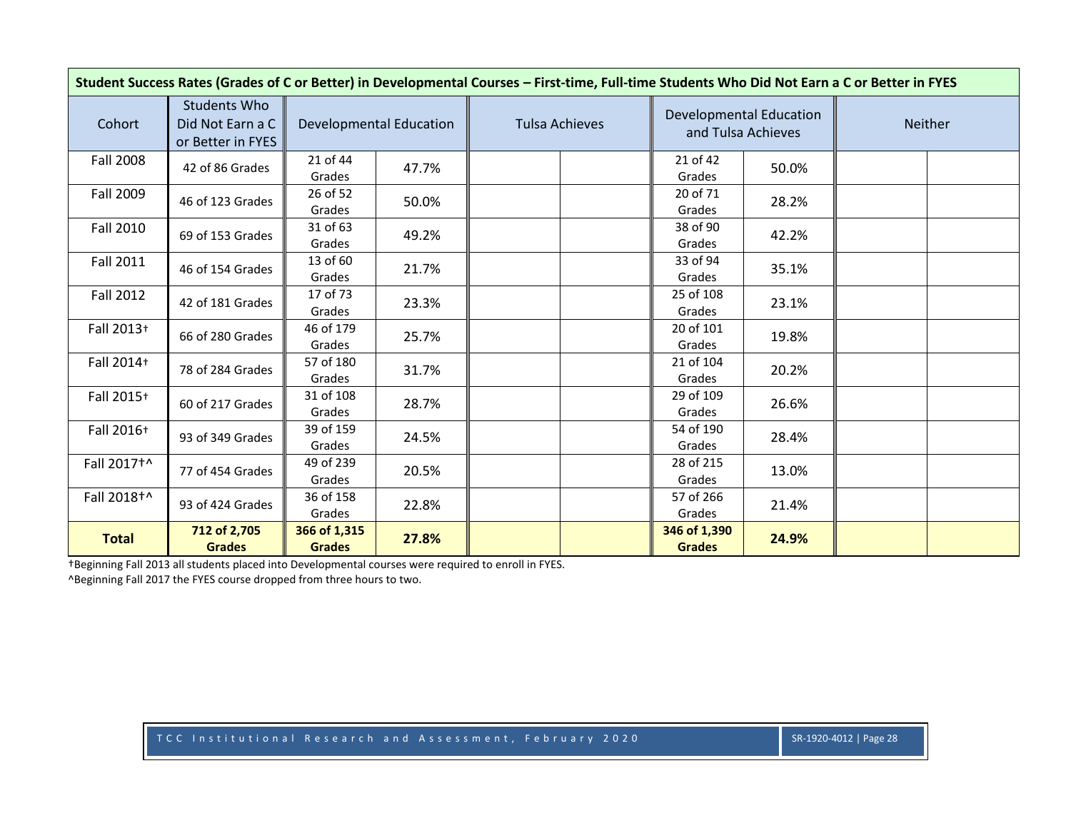| Student Success Rates (Grades of C or Better) in Developmental Courses – First-time, Full-time Students Who Did Not Earn a C or Better in FYES | | | | | | | | | |
|---|---|---|---|---|---|---|---|---|---|
| Cohort | Students Who Did Not Earn a C or Better in FYES | Developmental Education | | Tulsa Achieves | | Developmental Education and Tulsa Achieves | | Neither | |
| Fall 2008 | 42 of 86 Grades | 21 of 44 Grades | 47.7% | | | 21 of 42 Grades | 50.0% | | |
| Fall 2009 | 46 of 123 Grades | 26 of 52 Grades | 50.0% | | | 20 of 71 Grades | 28.2% | | |
| Fall 2010 | 69 of 153 Grades | 31 of 63 Grades | 49.2% | | | 38 of 90 Grades | 42.2% | | |
| Fall 2011 | 46 of 154 Grades | 13 of 60 Grades | 21.7% | | | 33 of 94 Grades | 35.1% | | |
| Fall 2012 | 42 of 181 Grades | 17 of 73 Grades | 23.3% | | | 25 of 108 Grades | 23.1% | | |
| Fall 2013† | 66 of 280 Grades | 46 of 179 Grades | 25.7% | | | 20 of 101 Grades | 19.8% | | |
| Fall 2014† | 78 of 284 Grades | 57 of 180 Grades | 31.7% | | | 21 of 104 Grades | 20.2% | | |
| Fall 2015† | 60 of 217 Grades | 31 of 108 Grades | 28.7% | | | 29 of 109 Grades | 26.6% | | |
| Fall 2016† | 93 of 349 Grades | 39 of 159 Grades | 24.5% | | | 54 of 190 Grades | 28.4% | | |
| Fall 2017†^ | 77 of 454 Grades | 49 of 239 Grades | 20.5% | | | 28 of 215 Grades | 13.0% | | |
| Fall 2018†^ | 93 of 424 Grades | 36 of 158 Grades | 22.8% | | | 57 of 266 Grades | 21.4% | | |
| **Total** | **712 of 2,705 Grades** | **366 of 1,315 Grades** | **27.8%** | | | **346 of 1,390 Grades** | **24.9%** | | |

†Beginning Fall 2013 all students placed into Developmental courses were required to enroll in FYES.

^Beginning Fall 2017 the FYES course dropped from three hours to two.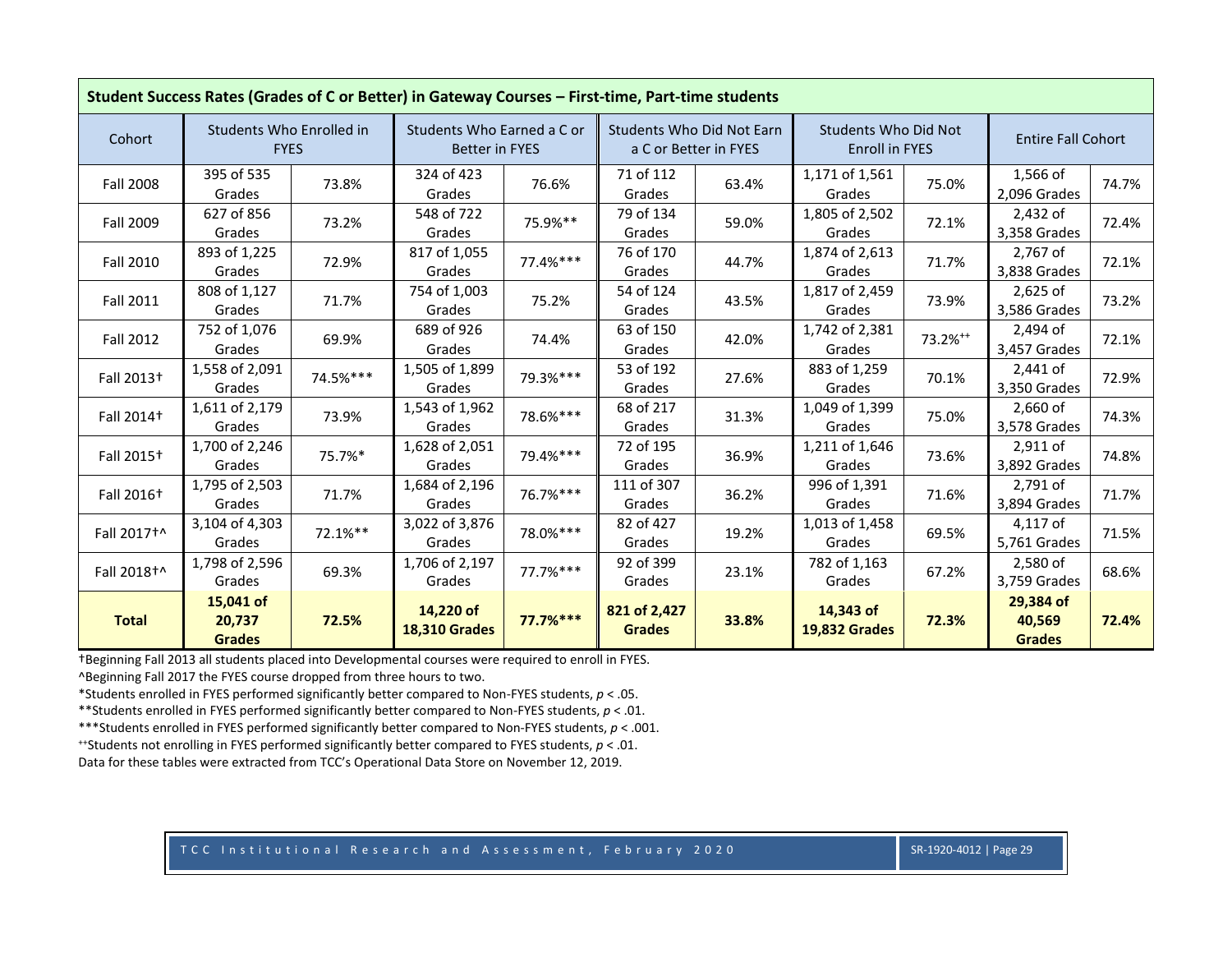| Student Success Rates (Grades of C or Better) in Gateway Courses – First-time, Part-time students | | | | | | | | | | |
|---|---|---|---|---|---|---|---|---|---|---|
| Cohort | Students Who Enrolled in FYES | | Students Who Earned a C or Better in FYES | | Students Who Did Not Earn a C or Better in FYES | | Students Who Did Not Enroll in FYES | | Entire Fall Cohort | |
| Fall 2008 | 395 of 535 Grades | 73.8% | 324 of 423 Grades | 76.6% | 71 of 112 Grades | 63.4% | 1,171 of 1,561 Grades | 75.0% | 1,566 of 2,096 Grades | 74.7% |
| Fall 2009 | 627 of 856 Grades | 73.2% | 548 of 722 Grades | 75.9%** | 79 of 134 Grades | 59.0% | 1,805 of 2,502 Grades | 72.1% | 2,432 of 3,358 Grades | 72.4% |
| Fall 2010 | 893 of 1,225 Grades | 72.9% | 817 of 1,055 Grades | 77.4%*** | 76 of 170 Grades | 44.7% | 1,874 of 2,613 Grades | 71.7% | 2,767 of 3,838 Grades | 72.1% |
| Fall 2011 | 808 of 1,127 Grades | 71.7% | 754 of 1,003 Grades | 75.2% | 54 of 124 Grades | 43.5% | 1,817 of 2,459 Grades | 73.9% | 2,625 of 3,586 Grades | 73.2% |
| Fall 2012 | 752 of 1,076 Grades | 69.9% | 689 of 926 Grades | 74.4% | 63 of 150 Grades | 42.0% | 1,742 of 2,381 Grades | 73.2%++ | 2,494 of 3,457 Grades | 72.1% |
| Fall 2013† | 1,558 of 2,091 Grades | 74.5%*** | 1,505 of 1,899 Grades | 79.3%*** | 53 of 192 Grades | 27.6% | 883 of 1,259 Grades | 70.1% | 2,441 of 3,350 Grades | 72.9% |
| Fall 2014† | 1,611 of 2,179 Grades | 73.9% | 1,543 of 1,962 Grades | 78.6%*** | 68 of 217 Grades | 31.3% | 1,049 of 1,399 Grades | 75.0% | 2,660 of 3,578 Grades | 74.3% |
| Fall 2015† | 1,700 of 2,246 Grades | 75.7%* | 1,628 of 2,051 Grades | 79.4%*** | 72 of 195 Grades | 36.9% | 1,211 of 1,646 Grades | 73.6% | 2,911 of 3,892 Grades | 74.8% |
| Fall 2016† | 1,795 of 2,503 Grades | 71.7% | 1,684 of 2,196 Grades | 76.7%*** | 111 of 307 Grades | 36.2% | 996 of 1,391 Grades | 71.6% | 2,791 of 3,894 Grades | 71.7% |
| Fall 2017†^ | 3,104 of 4,303 Grades | 72.1%** | 3,022 of 3,876 Grades | 78.0%*** | 82 of 427 Grades | 19.2% | 1,013 of 1,458 Grades | 69.5% | 4,117 of 5,761 Grades | 71.5% |
| Fall 2018†^ | 1,798 of 2,596 Grades | 69.3% | 1,706 of 2,197 Grades | 77.7%*** | 92 of 399 Grades | 23.1% | 782 of 1,163 Grades | 67.2% | 2,580 of 3,759 Grades | 68.6% |
| **Total** | **15,041 of 20,737 Grades** | **72.5%** | **14,220 of 18,310 Grades** | **77.7%*** ** | **821 of 2,427 Grades** | **33.8%** | **14,343 of 19,832 Grades** | **72.3%** | **29,384 of 40,569 Grades** | **72.4%** |

†Beginning Fall 2013 all students placed into Developmental courses were required to enroll in FYES.

^Beginning Fall 2017 the FYES course dropped from three hours to two.

*Students enrolled in FYES performed significantly better compared to Non-FYES students, $p < .05$.

**Students enrolled in FYES performed significantly better compared to Non-FYES students, $p < .01$.

***Students enrolled in FYES performed significantly better compared to Non-FYES students, $p < .001$.

++Students not enrolling in FYES performed significantly better compared to FYES students, $p < .01$.

Data for these tables were extracted from TCC's Operational Data Store on November 12, 2019.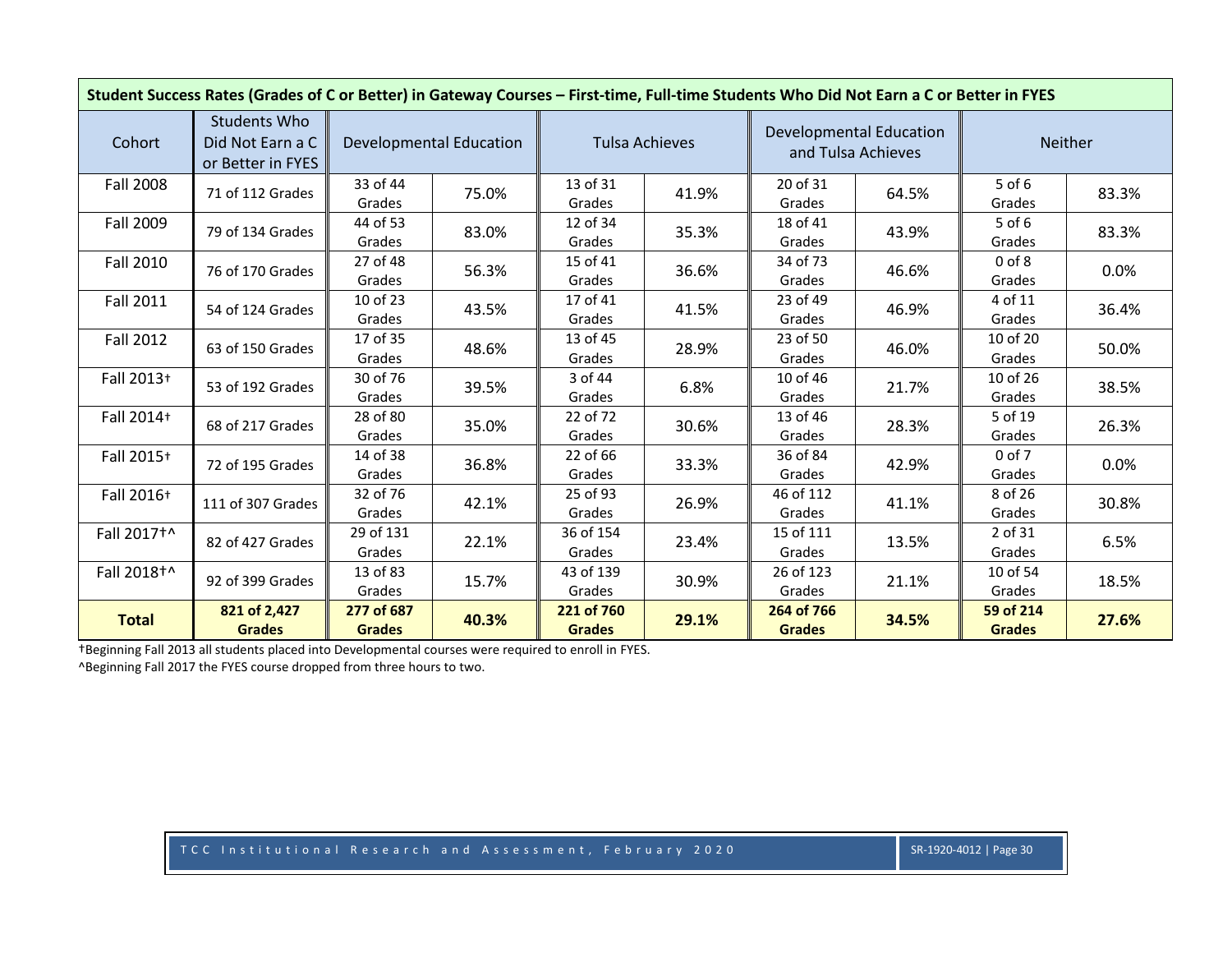| Student Success Rates (Grades of C or Better) in Gateway Courses – First-time, Full-time Students Who Did Not Earn a C or Better in FYES | | | | | | | | | | |
|---|---|---|---|---|---|---|---|---|---|---|
| Cohort | Students Who Did Not Earn a C or Better in FYES | Developmental Education | | Tulsa Achieves | | Developmental Education and Tulsa Achieves | | Neither | | |
| Fall 2008 | 71 of 112 Grades | 33 of 44 Grades | 75.0% | 13 of 31 Grades | 41.9% | 20 of 31 Grades | 64.5% | 5 of 6 Grades | 83.3% | |
| Fall 2009 | 79 of 134 Grades | 44 of 53 Grades | 83.0% | 12 of 34 Grades | 35.3% | 18 of 41 Grades | 43.9% | 5 of 6 Grades | 83.3% | |
| Fall 2010 | 76 of 170 Grades | 27 of 48 Grades | 56.3% | 15 of 41 Grades | 36.6% | 34 of 73 Grades | 46.6% | 0 of 8 Grades | 0.0% | |
| Fall 2011 | 54 of 124 Grades | 10 of 23 Grades | 43.5% | 17 of 41 Grades | 41.5% | 23 of 49 Grades | 46.9% | 4 of 11 Grades | 36.4% | |
| Fall 2012 | 63 of 150 Grades | 17 of 35 Grades | 48.6% | 13 of 45 Grades | 28.9% | 23 of 50 Grades | 46.0% | 10 of 20 Grades | 50.0% | |
| Fall 2013† | 53 of 192 Grades | 30 of 76 Grades | 39.5% | 3 of 44 Grades | 6.8% | 10 of 46 Grades | 21.7% | 10 of 26 Grades | 38.5% | |
| Fall 2014† | 68 of 217 Grades | 28 of 80 Grades | 35.0% | 22 of 72 Grades | 30.6% | 13 of 46 Grades | 28.3% | 5 of 19 Grades | 26.3% | |
| Fall 2015† | 72 of 195 Grades | 14 of 38 Grades | 36.8% | 22 of 66 Grades | 33.3% | 36 of 84 Grades | 42.9% | 0 of 7 Grades | 0.0% | |
| Fall 2016† | 111 of 307 Grades | 32 of 76 Grades | 42.1% | 25 of 93 Grades | 26.9% | 46 of 112 Grades | 41.1% | 8 of 26 Grades | 30.8% | |
| Fall 2017†^ | 82 of 427 Grades | 29 of 131 Grades | 22.1% | 36 of 154 Grades | 23.4% | 15 of 111 Grades | 13.5% | 2 of 31 Grades | 6.5% | |
| Fall 2018†^ | 92 of 399 Grades | 13 of 83 Grades | 15.7% | 43 of 139 Grades | 30.9% | 26 of 123 Grades | 21.1% | 10 of 54 Grades | 18.5% | |
| **Total** | **821 of 2,427 Grades** | **277 of 687 Grades** | **40.3%** | **221 of 760 Grades** | **29.1%** | **264 of 766 Grades** | **34.5%** | **59 of 214 Grades** | **27.6%** | |

†Beginning Fall 2013 all students placed into Developmental courses were required to enroll in FYES.

^Beginning Fall 2017 the FYES course dropped from three hours to two.